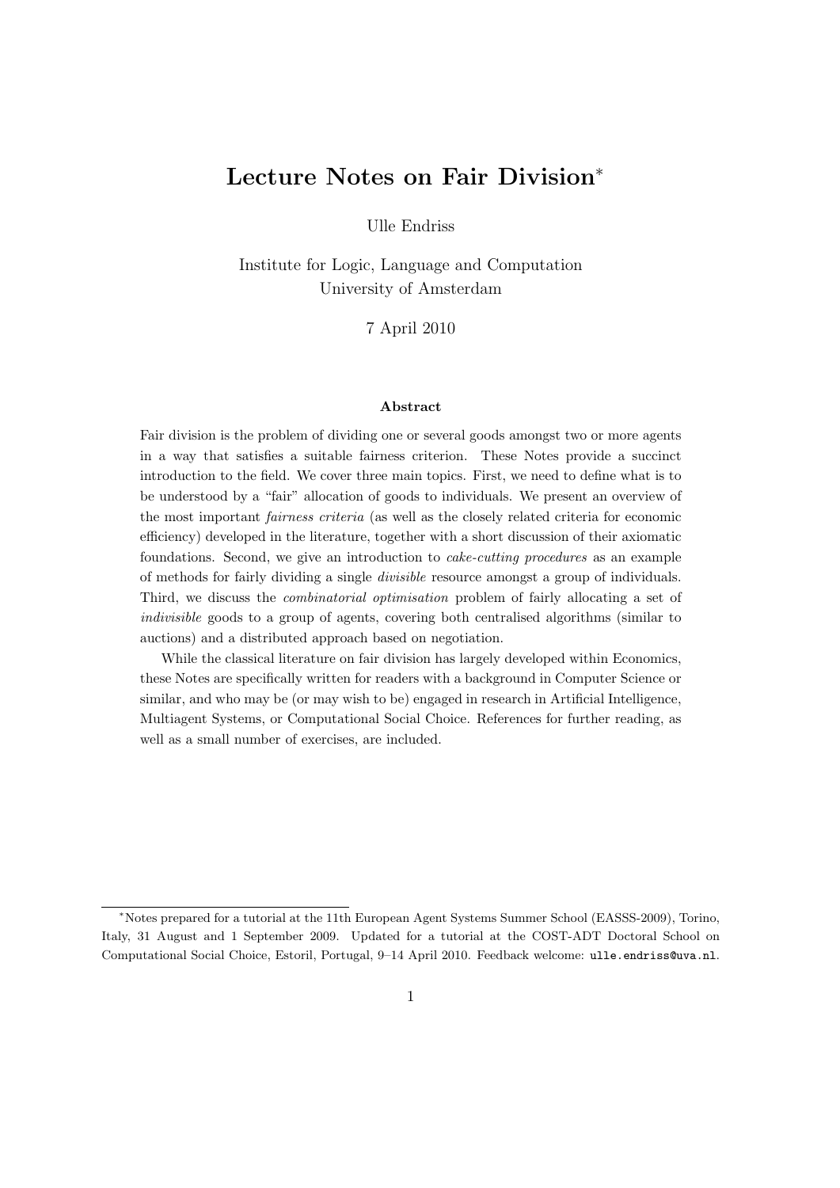# Lecture Notes on Fair Division[*]

Ulle Endriss

Institute for Logic, Language and Computation
University of Amsterdam

7 April 2010

### Abstract

Fair division is the problem of dividing one or several goods amongst two or more agents in a way that satisfies a suitable fairness criterion. These Notes provide a succinct introduction to the field. We cover three main topics. First, we need to define what is to be understood by a "fair" allocation of goods to individuals. We present an overview of the most important *fairness criteria* (as well as the closely related criteria for economic efficiency) developed in the literature, together with a short discussion of their axiomatic foundations. Second, we give an introduction to *cake-cutting procedures* as an example of methods for fairly dividing a single *divisible* resource amongst a group of individuals. Third, we discuss the *combinatorial optimisation* problem of fairly allocating a set of *indivisible* goods to a group of agents, covering both centralised algorithms (similar to auctions) and a distributed approach based on negotiation.

While the classical literature on fair division has largely developed within Economics, these Notes are specifically written for readers with a background in Computer Science or similar, and who may be (or may wish to be) engaged in research in Artificial Intelligence, Multiagent Systems, or Computational Social Choice. References for further reading, as well as a small number of exercises, are included.

---

[*] Notes prepared for a tutorial at the 11th European Agent Systems Summer School (EASSS-2009), Torino, Italy, 31 August and 1 September 2009. Updated for a tutorial at the COST-ADT Doctoral School on Computational Social Choice, Estoril, Portugal, 9–14 April 2010. Feedback welcome: `ulle.endriss@uva.nl`.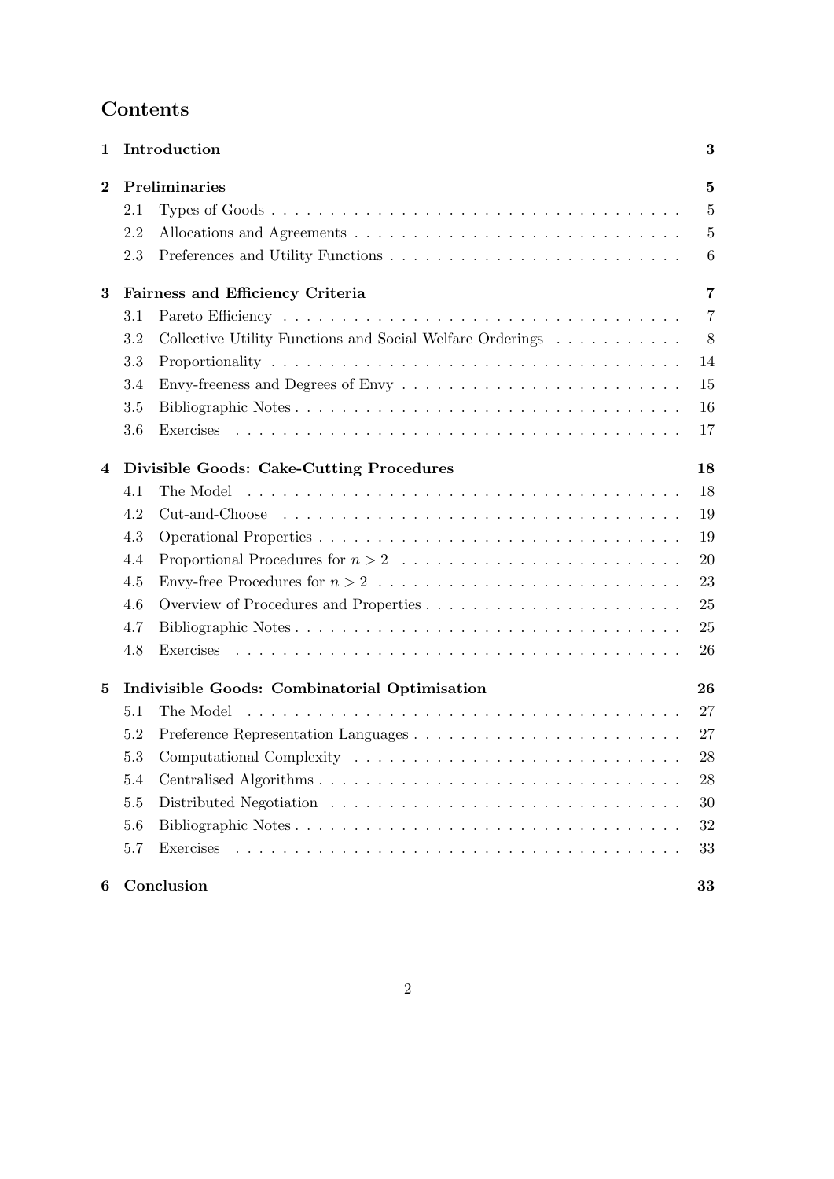# Contents

| | | |
|---|---|---|
| **1** | **Introduction** | **3** |
| **2** | **Preliminaries** | **5** |
| 2.1 | Types of Goods | 5 |
| 2.2 | Allocations and Agreements | 5 |
| 2.3 | Preferences and Utility Functions | 6 |
| **3** | **Fairness and Efficiency Criteria** | **7** |
| 3.1 | Pareto Efficiency | 7 |
| 3.2 | Collective Utility Functions and Social Welfare Orderings | 8 |
| 3.3 | Proportionality | 14 |
| 3.4 | Envy-freeness and Degrees of Envy | 15 |
| 3.5 | Bibliographic Notes | 16 |
| 3.6 | Exercises | 17 |
| **4** | **Divisible Goods: Cake-Cutting Procedures** | **18** |
| 4.1 | The Model | 18 |
| 4.2 | Cut-and-Choose | 19 |
| 4.3 | Operational Properties | 19 |
| 4.4 | Proportional Procedures for $n > 2$ | 20 |
| 4.5 | Envy-free Procedures for $n > 2$ | 23 |
| 4.6 | Overview of Procedures and Properties | 25 |
| 4.7 | Bibliographic Notes | 25 |
| 4.8 | Exercises | 26 |
| **5** | **Indivisible Goods: Combinatorial Optimisation** | **26** |
| 5.1 | The Model | 27 |
| 5.2 | Preference Representation Languages | 27 |
| 5.3 | Computational Complexity | 28 |
| 5.4 | Centralised Algorithms | 28 |
| 5.5 | Distributed Negotiation | 30 |
| 5.6 | Bibliographic Notes | 32 |
| 5.7 | Exercises | 33 |
| **6** | **Conclusion** | **33** |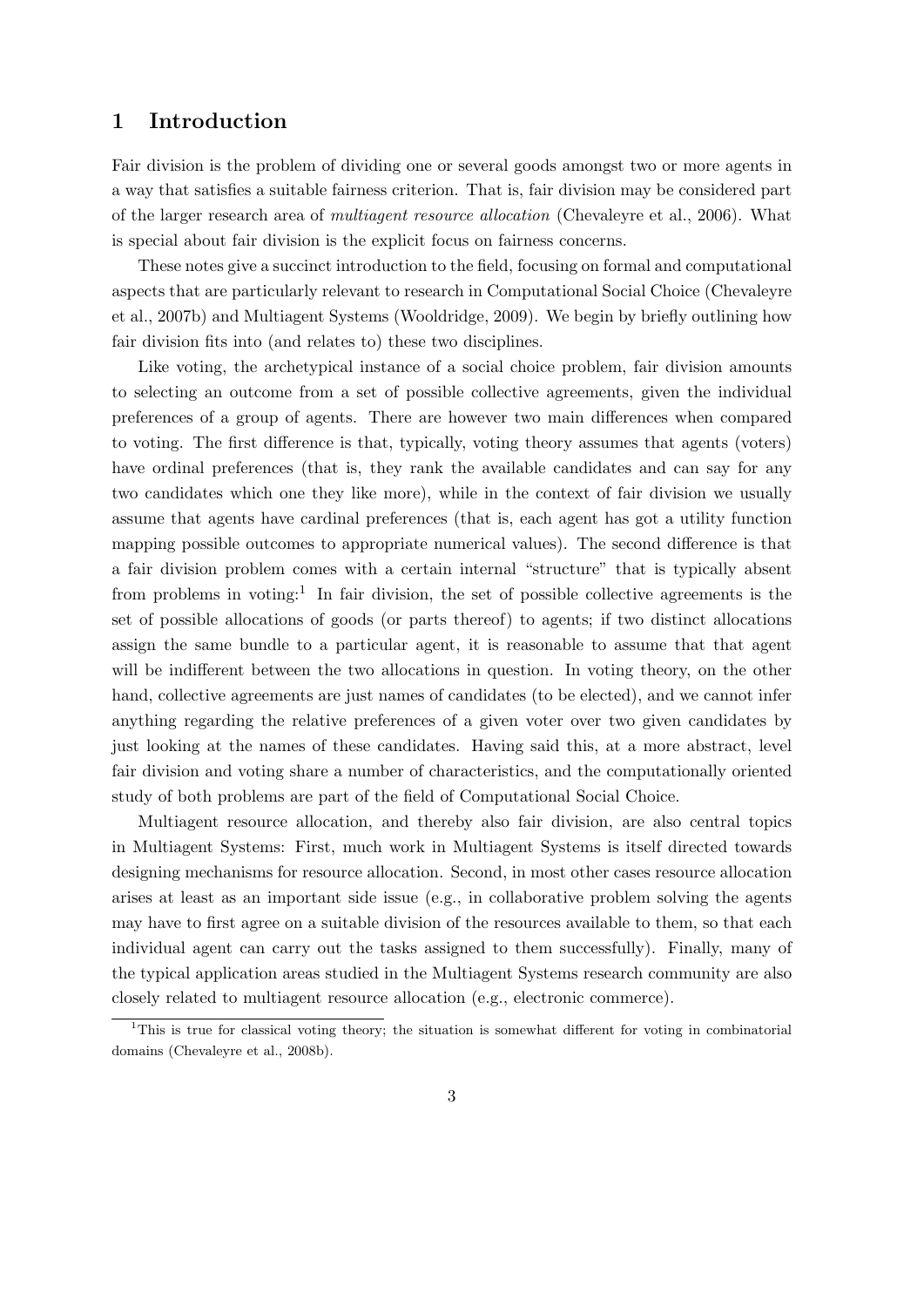# 1 Introduction

Fair division is the problem of dividing one or several goods amongst two or more agents in a way that satisfies a suitable fairness criterion. That is, fair division may be considered part of the larger research area of *multiagent resource allocation* (Chevaleyre et al., 2006). What is special about fair division is the explicit focus on fairness concerns.

These notes give a succinct introduction to the field, focusing on formal and computational aspects that are particularly relevant to research in Computational Social Choice (Chevaleyre et al., 2007b) and Multiagent Systems (Wooldridge, 2009). We begin by briefly outlining how fair division fits into (and relates to) these two disciplines.

Like voting, the archetypical instance of a social choice problem, fair division amounts to selecting an outcome from a set of possible collective agreements, given the individual preferences of a group of agents. There are however two main differences when compared to voting. The first difference is that, typically, voting theory assumes that agents (voters) have ordinal preferences (that is, they rank the available candidates and can say for any two candidates which one they like more), while in the context of fair division we usually assume that agents have cardinal preferences (that is, each agent has got a utility function mapping possible outcomes to appropriate numerical values). The second difference is that a fair division problem comes with a certain internal "structure" that is typically absent from problems in voting:[1] In fair division, the set of possible collective agreements is the set of possible allocations of goods (or parts thereof) to agents; if two distinct allocations assign the same bundle to a particular agent, it is reasonable to assume that that agent will be indifferent between the two allocations in question. In voting theory, on the other hand, collective agreements are just names of candidates (to be elected), and we cannot infer anything regarding the relative preferences of a given voter over two given candidates by just looking at the names of these candidates. Having said this, at a more abstract, level fair division and voting share a number of characteristics, and the computationally oriented study of both problems are part of the field of Computational Social Choice.

Multiagent resource allocation, and thereby also fair division, are also central topics in Multiagent Systems: First, much work in Multiagent Systems is itself directed towards designing mechanisms for resource allocation. Second, in most other cases resource allocation arises at least as an important side issue (e.g., in collaborative problem solving the agents may have to first agree on a suitable division of the resources available to them, so that each individual agent can carry out the tasks assigned to them successfully). Finally, many of the typical application areas studied in the Multiagent Systems research community are also closely related to multiagent resource allocation (e.g., electronic commerce).

[1] This is true for classical voting theory; the situation is somewhat different for voting in combinatorial domains (Chevaleyre et al., 2008b).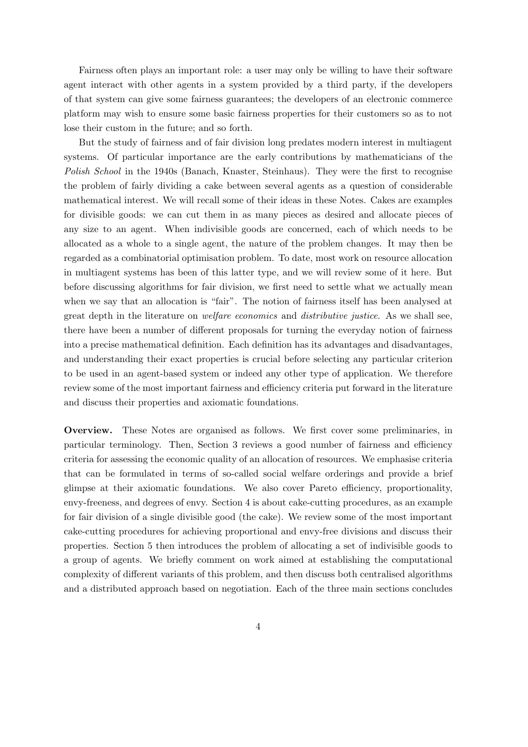Fairness often plays an important role: a user may only be willing to have their software agent interact with other agents in a system provided by a third party, if the developers of that system can give some fairness guarantees; the developers of an electronic commerce platform may wish to ensure some basic fairness properties for their customers so as to not lose their custom in the future; and so forth.

But the study of fairness and of fair division long predates modern interest in multiagent systems. Of particular importance are the early contributions by mathematicians of the *Polish School* in the 1940s (Banach, Knaster, Steinhaus). They were the first to recognise the problem of fairly dividing a cake between several agents as a question of considerable mathematical interest. We will recall some of their ideas in these Notes. Cakes are examples for divisible goods: we can cut them in as many pieces as desired and allocate pieces of any size to an agent. When indivisible goods are concerned, each of which needs to be allocated as a whole to a single agent, the nature of the problem changes. It may then be regarded as a combinatorial optimisation problem. To date, most work on resource allocation in multiagent systems has been of this latter type, and we will review some of it here. But before discussing algorithms for fair division, we first need to settle what we actually mean when we say that an allocation is "fair". The notion of fairness itself has been analysed at great depth in the literature on *welfare economics* and *distributive justice*. As we shall see, there have been a number of different proposals for turning the everyday notion of fairness into a precise mathematical definition. Each definition has its advantages and disadvantages, and understanding their exact properties is crucial before selecting any particular criterion to be used in an agent-based system or indeed any other type of application. We therefore review some of the most important fairness and efficiency criteria put forward in the literature and discuss their properties and axiomatic foundations.

**Overview.** These Notes are organised as follows. We first cover some preliminaries, in particular terminology. Then, Section 3 reviews a good number of fairness and efficiency criteria for assessing the economic quality of an allocation of resources. We emphasise criteria that can be formulated in terms of so-called social welfare orderings and provide a brief glimpse at their axiomatic foundations. We also cover Pareto efficiency, proportionality, envy-freeness, and degrees of envy. Section 4 is about cake-cutting procedures, as an example for fair division of a single divisible good (the cake). We review some of the most important cake-cutting procedures for achieving proportional and envy-free divisions and discuss their properties. Section 5 then introduces the problem of allocating a set of indivisible goods to a group of agents. We briefly comment on work aimed at establishing the computational complexity of different variants of this problem, and then discuss both centralised algorithms and a distributed approach based on negotiation. Each of the three main sections concludes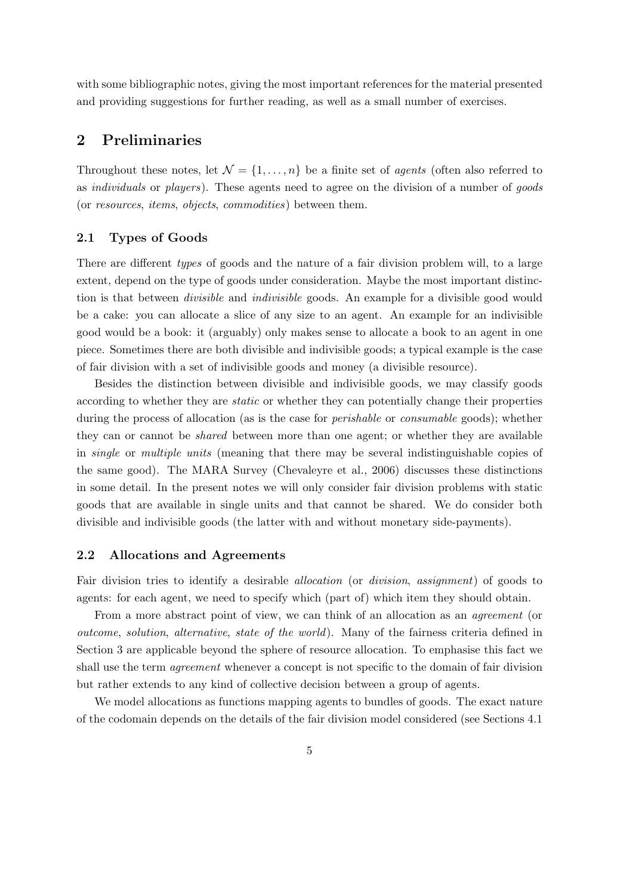with some bibliographic notes, giving the most important references for the material presented and providing suggestions for further reading, as well as a small number of exercises.

## 2 Preliminaries

Throughout these notes, let $\mathcal{N} = \{1, \ldots, n\}$ be a finite set of *agents* (often also referred to as *individuals* or *players*). These agents need to agree on the division of a number of *goods* (or *resources*, *items*, *objects*, *commodities*) between them.

### 2.1 Types of Goods

There are different *types* of goods and the nature of a fair division problem will, to a large extent, depend on the type of goods under consideration. Maybe the most important distinction is that between *divisible* and *indivisible* goods. An example for a divisible good would be a cake: you can allocate a slice of any size to an agent. An example for an indivisible good would be a book: it (arguably) only makes sense to allocate a book to an agent in one piece. Sometimes there are both divisible and indivisible goods; a typical example is the case of fair division with a set of indivisible goods and money (a divisible resource).

Besides the distinction between divisible and indivisible goods, we may classify goods according to whether they are *static* or whether they can potentially change their properties during the process of allocation (as is the case for *perishable* or *consumable* goods); whether they can or cannot be *shared* between more than one agent; or whether they are available in *single* or *multiple units* (meaning that there may be several indistinguishable copies of the same good). The MARA Survey (Chevaleyre et al., 2006) discusses these distinctions in some detail. In the present notes we will only consider fair division problems with static goods that are available in single units and that cannot be shared. We do consider both divisible and indivisible goods (the latter with and without monetary side-payments).

### 2.2 Allocations and Agreements

Fair division tries to identify a desirable *allocation* (or *division*, *assignment*) of goods to agents: for each agent, we need to specify which (part of) which item they should obtain.

From a more abstract point of view, we can think of an allocation as an *agreement* (or *outcome*, *solution*, *alternative*, *state of the world*). Many of the fairness criteria defined in Section 3 are applicable beyond the sphere of resource allocation. To emphasise this fact we shall use the term *agreement* whenever a concept is not specific to the domain of fair division but rather extends to any kind of collective decision between a group of agents.

We model allocations as functions mapping agents to bundles of goods. The exact nature of the codomain depends on the details of the fair division model considered (see Sections 4.1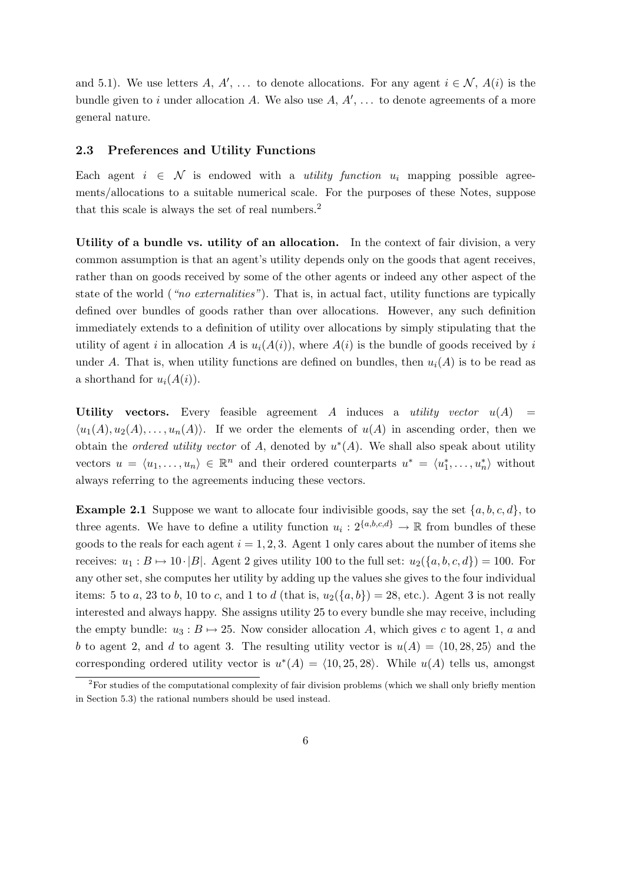and 5.1). We use letters $A$, $A'$, ... to denote allocations. For any agent $i \in \mathcal{N}$, $A(i)$ is the bundle given to $i$ under allocation $A$. We also use $A$, $A'$, ... to denote agreements of a more general nature.

### 2.3 Preferences and Utility Functions

Each agent $i \in \mathcal{N}$ is endowed with a *utility function* $u_i$ mapping possible agreements/allocations to a suitable numerical scale. For the purposes of these Notes, suppose that this scale is always the set of real numbers.[2]

**Utility of a bundle vs. utility of an allocation.** In the context of fair division, a very common assumption is that an agent's utility depends only on the goods that agent receives, rather than on goods received by some of the other agents or indeed any other aspect of the state of the world (*"no externalities"*). That is, in actual fact, utility functions are typically defined over bundles of goods rather than over allocations. However, any such definition immediately extends to a definition of utility over allocations by simply stipulating that the utility of agent $i$ in allocation $A$ is $u_i(A(i))$, where $A(i)$ is the bundle of goods received by $i$ under $A$. That is, when utility functions are defined on bundles, then $u_i(A)$ is to be read as a shorthand for $u_i(A(i))$.

**Utility vectors.** Every feasible agreement $A$ induces a *utility vector* $u(A) = \langle u_1(A), u_2(A), \ldots, u_n(A)\rangle$. If we order the elements of $u(A)$ in ascending order, then we obtain the *ordered utility vector* of $A$, denoted by $u^*(A)$. We shall also speak about utility vectors $u = \langle u_1, \ldots, u_n\rangle \in \mathbb{R}^n$ and their ordered counterparts $u^* = \langle u_1^*, \ldots, u_n^*\rangle$ without always referring to the agreements inducing these vectors.

**Example 2.1** Suppose we want to allocate four indivisible goods, say the set $\{a, b, c, d\}$, to three agents. We have to define a utility function $u_i : 2^{\{a,b,c,d\}} \to \mathbb{R}$ from bundles of these goods to the reals for each agent $i = 1, 2, 3$. Agent 1 only cares about the number of items she receives: $u_1 : B \mapsto 10 \cdot |B|$. Agent 2 gives utility 100 to the full set: $u_2(\{a, b, c, d\}) = 100$. For any other set, she computes her utility by adding up the values she gives to the four individual items: 5 to $a$, 23 to $b$, 10 to $c$, and 1 to $d$ (that is, $u_2(\{a, b\}) = 28$, etc.). Agent 3 is not really interested and always happy. She assigns utility 25 to every bundle she may receive, including the empty bundle: $u_3 : B \mapsto 25$. Now consider allocation $A$, which gives $c$ to agent 1, $a$ and $b$ to agent 2, and $d$ to agent 3. The resulting utility vector is $u(A) = \langle 10, 28, 25\rangle$ and the corresponding ordered utility vector is $u^*(A) = \langle 10, 25, 28\rangle$. While $u(A)$ tells us, amongst

[2] For studies of the computational complexity of fair division problems (which we shall only briefly mention in Section 5.3) the rational numbers should be used instead.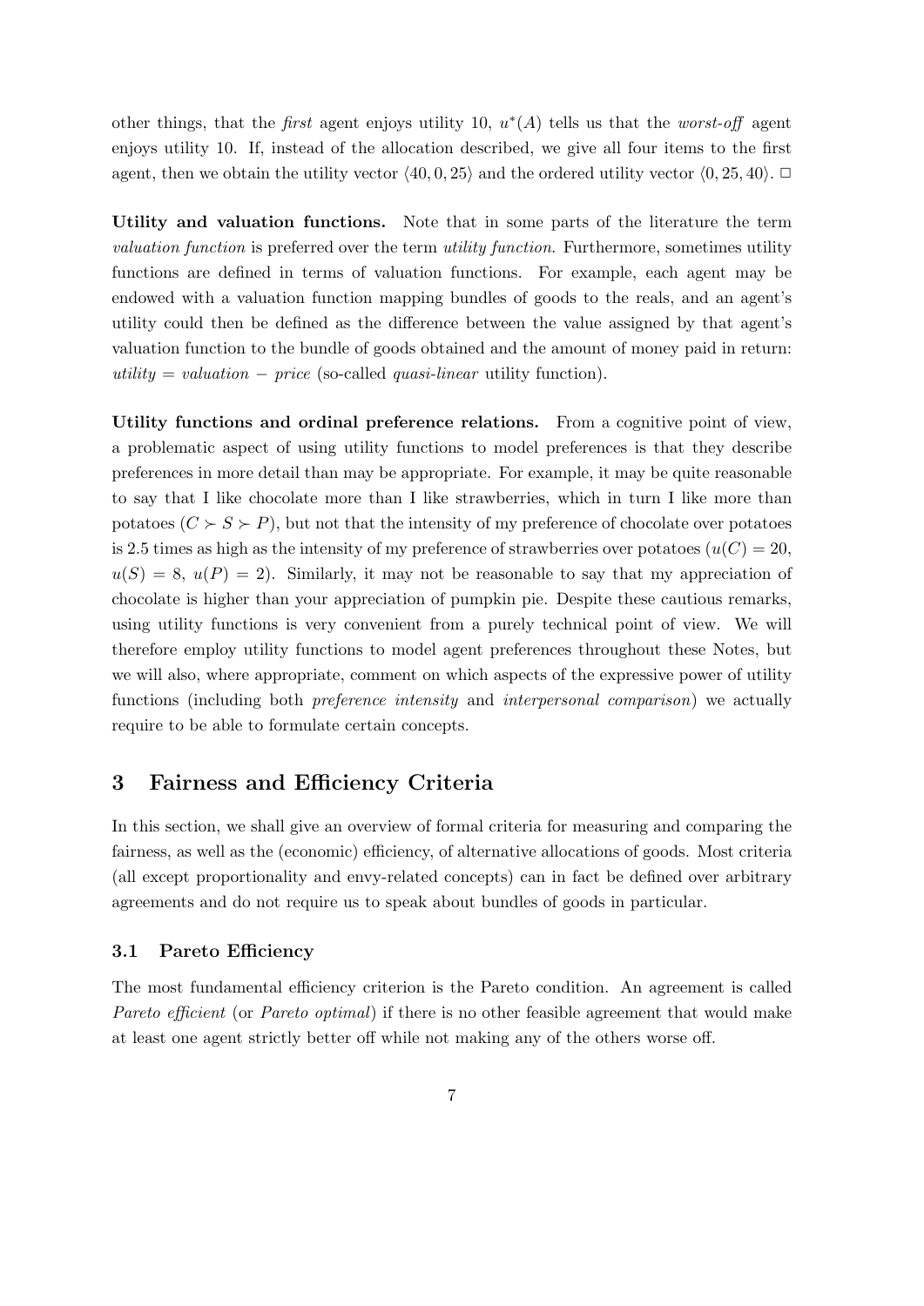other things, that the *first* agent enjoys utility 10, $u^*(A)$ tells us that the *worst-off* agent enjoys utility 10. If, instead of the allocation described, we give all four items to the first agent, then we obtain the utility vector $\langle 40, 0, 25 \rangle$ and the ordered utility vector $\langle 0, 25, 40 \rangle$. $\Box$

**Utility and valuation functions.** Note that in some parts of the literature the term *valuation function* is preferred over the term *utility function*. Furthermore, sometimes utility functions are defined in terms of valuation functions. For example, each agent may be endowed with a valuation function mapping bundles of goods to the reals, and an agent's utility could then be defined as the difference between the value assigned by that agent's valuation function to the bundle of goods obtained and the amount of money paid in return: *utility* = *valuation* − *price* (so-called *quasi-linear* utility function).

**Utility functions and ordinal preference relations.** From a cognitive point of view, a problematic aspect of using utility functions to model preferences is that they describe preferences in more detail than may be appropriate. For example, it may be quite reasonable to say that I like chocolate more than I like strawberries, which in turn I like more than potatoes ($C \succ S \succ P$), but not that the intensity of my preference of chocolate over potatoes is 2.5 times as high as the intensity of my preference of strawberries over potatoes ($u(C) = 20$, $u(S) = 8$, $u(P) = 2$). Similarly, it may not be reasonable to say that my appreciation of chocolate is higher than your appreciation of pumpkin pie. Despite these cautious remarks, using utility functions is very convenient from a purely technical point of view. We will therefore employ utility functions to model agent preferences throughout these Notes, but we will also, where appropriate, comment on which aspects of the expressive power of utility functions (including both *preference intensity* and *interpersonal comparison*) we actually require to be able to formulate certain concepts.

## 3 Fairness and Efficiency Criteria

In this section, we shall give an overview of formal criteria for measuring and comparing the fairness, as well as the (economic) efficiency, of alternative allocations of goods. Most criteria (all except proportionality and envy-related concepts) can in fact be defined over arbitrary agreements and do not require us to speak about bundles of goods in particular.

### 3.1 Pareto Efficiency

The most fundamental efficiency criterion is the Pareto condition. An agreement is called *Pareto efficient* (or *Pareto optimal*) if there is no other feasible agreement that would make at least one agent strictly better off while not making any of the others worse off.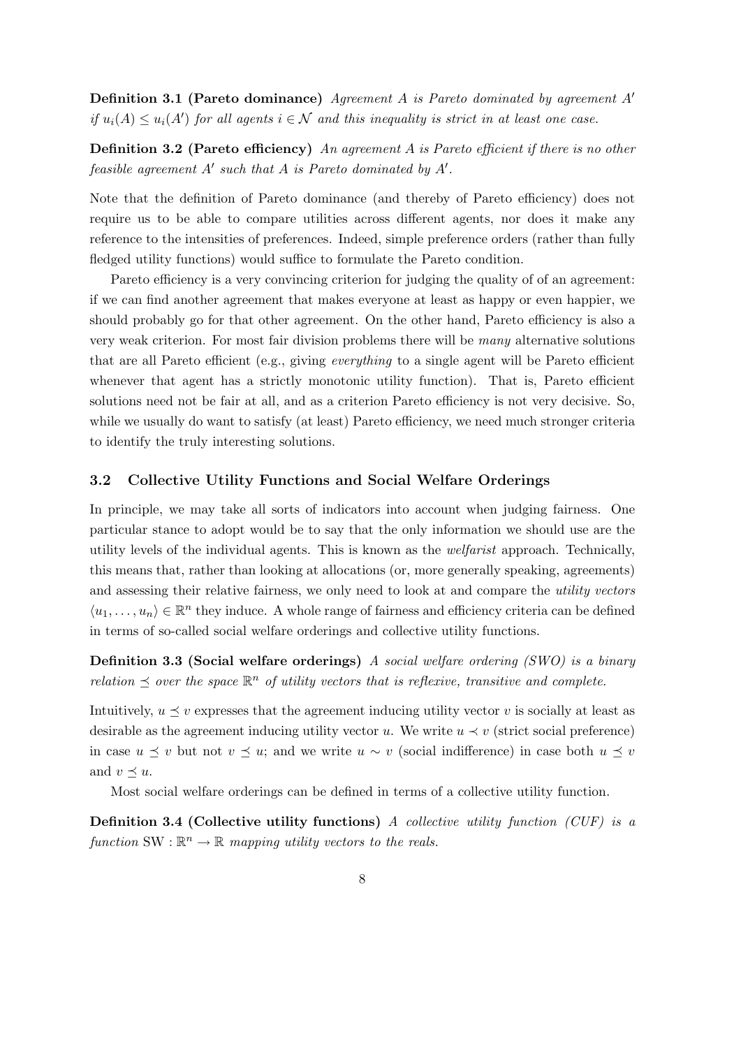**Definition 3.1 (Pareto dominance)** *Agreement $A$ is Pareto dominated by agreement $A'$ if $u_i(A) \leq u_i(A')$ for all agents $i \in \mathcal{N}$ and this inequality is strict in at least one case.*

**Definition 3.2 (Pareto efficiency)** *An agreement $A$ is Pareto efficient if there is no other feasible agreement $A'$ such that $A$ is Pareto dominated by $A'$.*

Note that the definition of Pareto dominance (and thereby of Pareto efficiency) does not require us to be able to compare utilities across different agents, nor does it make any reference to the intensities of preferences. Indeed, simple preference orders (rather than fully fledged utility functions) would suffice to formulate the Pareto condition.

Pareto efficiency is a very convincing criterion for judging the quality of of an agreement: if we can find another agreement that makes everyone at least as happy or even happier, we should probably go for that other agreement. On the other hand, Pareto efficiency is also a very weak criterion. For most fair division problems there will be *many* alternative solutions that are all Pareto efficient (e.g., giving *everything* to a single agent will be Pareto efficient whenever that agent has a strictly monotonic utility function). That is, Pareto efficient solutions need not be fair at all, and as a criterion Pareto efficiency is not very decisive. So, while we usually do want to satisfy (at least) Pareto efficiency, we need much stronger criteria to identify the truly interesting solutions.

### 3.2 Collective Utility Functions and Social Welfare Orderings

In principle, we may take all sorts of indicators into account when judging fairness. One particular stance to adopt would be to say that the only information we should use are the utility levels of the individual agents. This is known as the *welfarist* approach. Technically, this means that, rather than looking at allocations (or, more generally speaking, agreements) and assessing their relative fairness, we only need to look at and compare the *utility vectors* $\langle u_1, \ldots, u_n \rangle \in \mathbb{R}^n$ they induce. A whole range of fairness and efficiency criteria can be defined in terms of so-called social welfare orderings and collective utility functions.

**Definition 3.3 (Social welfare orderings)** *A social welfare ordering (SWO) is a binary relation $\preceq$ over the space $\mathbb{R}^n$ of utility vectors that is reflexive, transitive and complete.*

Intuitively, $u \preceq v$ expresses that the agreement inducing utility vector $v$ is socially at least as desirable as the agreement inducing utility vector $u$. We write $u \prec v$ (strict social preference) in case $u \preceq v$ but not $v \preceq u$; and we write $u \sim v$ (social indifference) in case both $u \preceq v$ and $v \preceq u$.

Most social welfare orderings can be defined in terms of a collective utility function.

**Definition 3.4 (Collective utility functions)** *A collective utility function (CUF) is a function $\mathrm{SW} : \mathbb{R}^n \to \mathbb{R}$ mapping utility vectors to the reals.*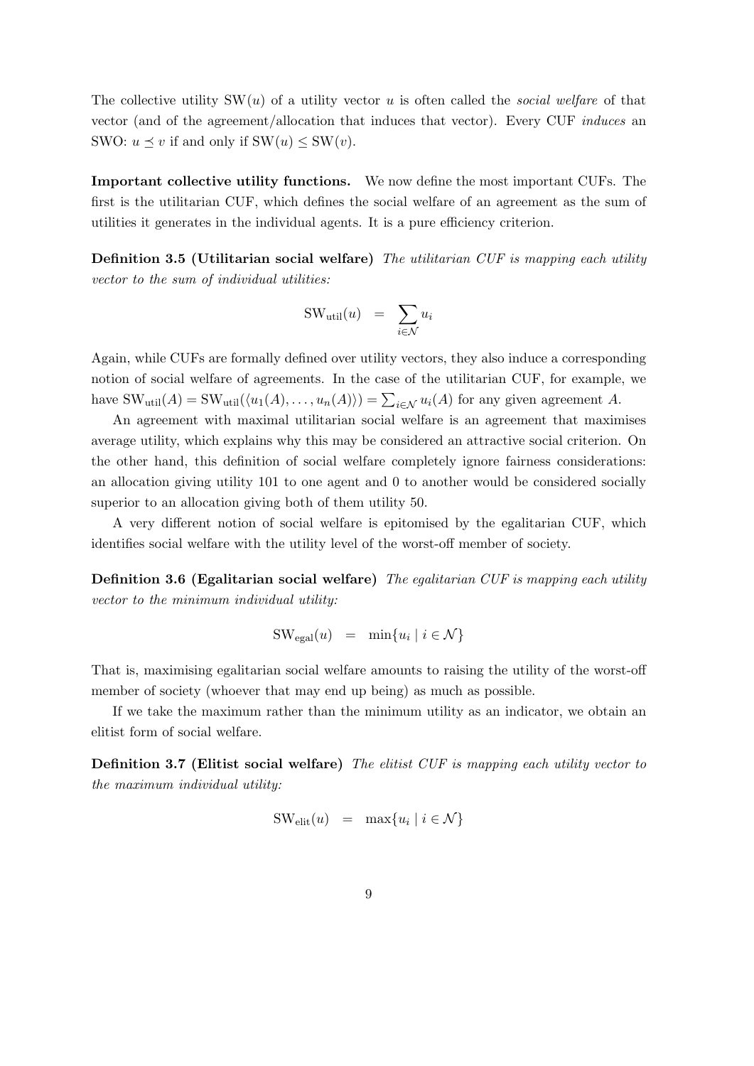The collective utility $\text{SW}(u)$ of a utility vector $u$ is often called the *social welfare* of that vector (and of the agreement/allocation that induces that vector). Every CUF *induces* an SWO: $u \preceq v$ if and only if $\text{SW}(u) \leq \text{SW}(v)$.

**Important collective utility functions.** We now define the most important CUFs. The first is the utilitarian CUF, which defines the social welfare of an agreement as the sum of utilities it generates in the individual agents. It is a pure efficiency criterion.

**Definition 3.5 (Utilitarian social welfare)** *The utilitarian CUF is mapping each utility vector to the sum of individual utilities:*

$$\text{SW}_{\text{util}}(u) \quad = \quad \sum_{i \in \mathcal{N}} u_i$$

Again, while CUFs are formally defined over utility vectors, they also induce a corresponding notion of social welfare of agreements. In the case of the utilitarian CUF, for example, we have $\text{SW}_{\text{util}}(A) = \text{SW}_{\text{util}}(\langle u_1(A), \ldots, u_n(A) \rangle) = \sum_{i \in \mathcal{N}} u_i(A)$ for any given agreement $A$.

An agreement with maximal utilitarian social welfare is an agreement that maximises average utility, which explains why this may be considered an attractive social criterion. On the other hand, this definition of social welfare completely ignore fairness considerations: an allocation giving utility 101 to one agent and 0 to another would be considered socially superior to an allocation giving both of them utility 50.

A very different notion of social welfare is epitomised by the egalitarian CUF, which identifies social welfare with the utility level of the worst-off member of society.

**Definition 3.6 (Egalitarian social welfare)** *The egalitarian CUF is mapping each utility vector to the minimum individual utility:*

$$\text{SW}_{\text{egal}}(u) \quad = \quad \min\{u_i \mid i \in \mathcal{N}\}$$

That is, maximising egalitarian social welfare amounts to raising the utility of the worst-off member of society (whoever that may end up being) as much as possible.

If we take the maximum rather than the minimum utility as an indicator, we obtain an elitist form of social welfare.

**Definition 3.7 (Elitist social welfare)** *The elitist CUF is mapping each utility vector to the maximum individual utility:*

$$\text{SW}_{\text{elit}}(u) \quad = \quad \max\{u_i \mid i \in \mathcal{N}\}$$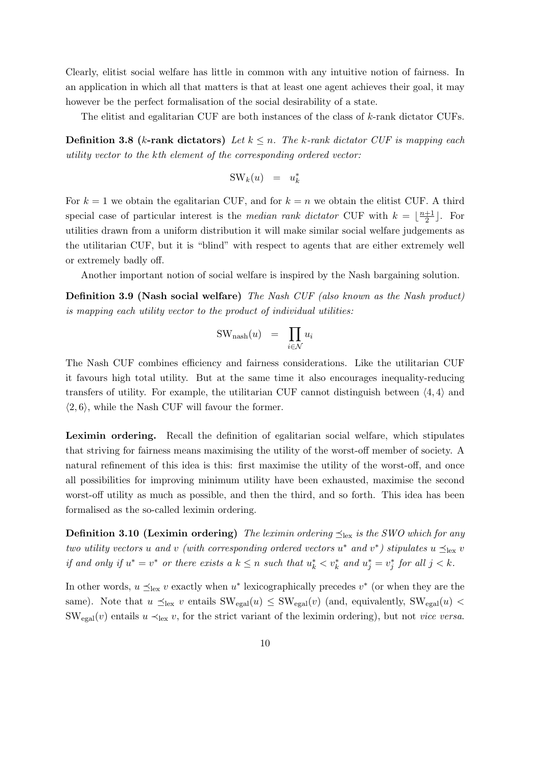Clearly, elitist social welfare has little in common with any intuitive notion of fairness. In an application in which all that matters is that at least one agent achieves their goal, it may however be the perfect formalisation of the social desirability of a state.

The elitist and egalitarian CUF are both instances of the class of $k$-rank dictator CUFs.

**Definition 3.8 ($k$-rank dictators)** *Let $k \leq n$. The $k$-rank dictator CUF is mapping each utility vector to the $k$th element of the corresponding ordered vector:*

$$\mathrm{SW}_k(u) \quad = \quad u^*_k$$

For $k = 1$ we obtain the egalitarian CUF, and for $k = n$ we obtain the elitist CUF. A third special case of particular interest is the *median rank dictator* CUF with $k = \lfloor \frac{n+1}{2} \rfloor$. For utilities drawn from a uniform distribution it will make similar social welfare judgements as the utilitarian CUF, but it is "blind" with respect to agents that are either extremely well or extremely badly off.

Another important notion of social welfare is inspired by the Nash bargaining solution.

**Definition 3.9 (Nash social welfare)** *The Nash CUF (also known as the Nash product) is mapping each utility vector to the product of individual utilities:*

$$\mathrm{SW}_{\mathrm{nash}}(u) \quad = \quad \prod_{i \in \mathcal{N}} u_i$$

The Nash CUF combines efficiency and fairness considerations. Like the utilitarian CUF it favours high total utility. But at the same time it also encourages inequality-reducing transfers of utility. For example, the utilitarian CUF cannot distinguish between $\langle 4, 4 \rangle$ and $\langle 2, 6 \rangle$, while the Nash CUF will favour the former.

**Leximin ordering.** Recall the definition of egalitarian social welfare, which stipulates that striving for fairness means maximising the utility of the worst-off member of society. A natural refinement of this idea is this: first maximise the utility of the worst-off, and once all possibilities for improving minimum utility have been exhausted, maximise the second worst-off utility as much as possible, and then the third, and so forth. This idea has been formalised as the so-called leximin ordering.

**Definition 3.10 (Leximin ordering)** *The leximin ordering $\preceq_{\mathrm{lex}}$ is the SWO which for any two utility vectors $u$ and $v$ (with corresponding ordered vectors $u^*$ and $v^*$) stipulates $u \preceq_{\mathrm{lex}} v$ if and only if $u^* = v^*$ or there exists a $k \leq n$ such that $u^*_k < v^*_k$ and $u^*_j = v^*_j$ for all $j < k$.*

In other words, $u \preceq_{\mathrm{lex}} v$ exactly when $u^*$ lexicographically precedes $v^*$ (or when they are the same). Note that $u \preceq_{\mathrm{lex}} v$ entails $\mathrm{SW}_{\mathrm{egal}}(u) \leq \mathrm{SW}_{\mathrm{egal}}(v)$ (and, equivalently, $\mathrm{SW}_{\mathrm{egal}}(u) < \mathrm{SW}_{\mathrm{egal}}(v)$ entails $u \prec_{\mathrm{lex}} v$, for the strict variant of the leximin ordering), but not *vice versa*.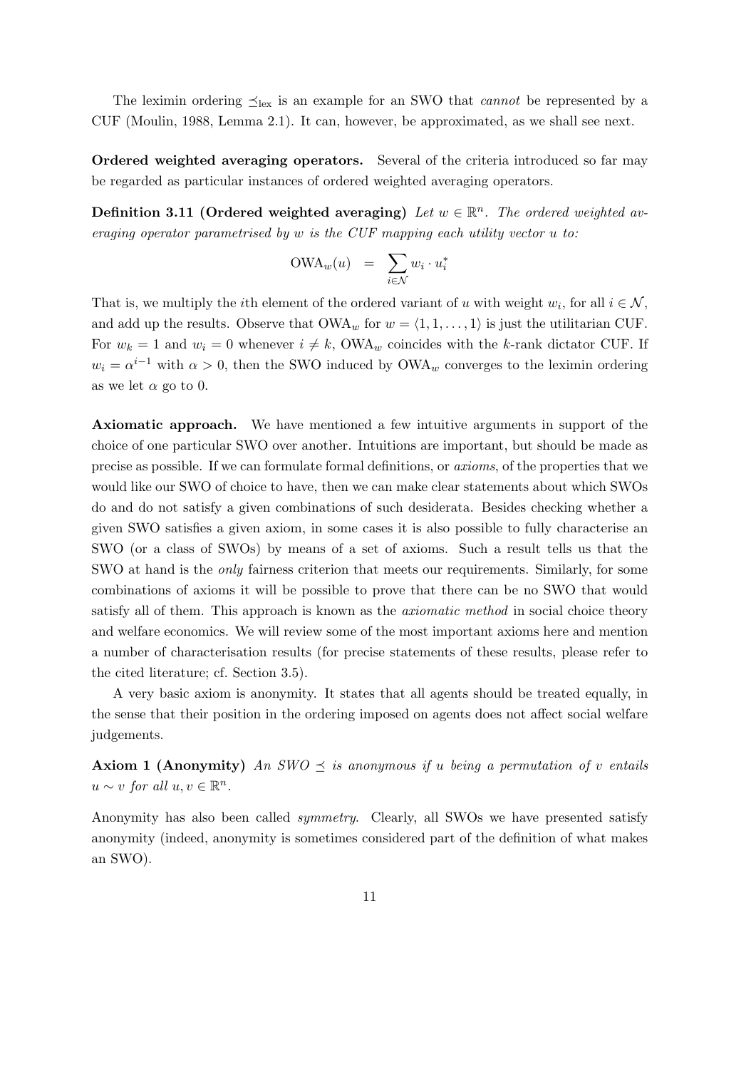The leximin ordering $\preceq_{\text{lex}}$ is an example for an SWO that *cannot* be represented by a CUF (Moulin, 1988, Lemma 2.1). It can, however, be approximated, as we shall see next.

**Ordered weighted averaging operators.** Several of the criteria introduced so far may be regarded as particular instances of ordered weighted averaging operators.

**Definition 3.11 (Ordered weighted averaging)** *Let $w \in \mathbb{R}^n$. The ordered weighted averaging operator parametrised by $w$ is the CUF mapping each utility vector $u$ to:*

$$\text{OWA}_w(u) \quad = \quad \sum_{i \in \mathcal{N}} w_i \cdot u_i^*$$

That is, we multiply the $i$th element of the ordered variant of $u$ with weight $w_i$, for all $i \in \mathcal{N}$, and add up the results. Observe that $\text{OWA}_w$ for $w = \langle 1, 1, \ldots, 1 \rangle$ is just the utilitarian CUF. For $w_k = 1$ and $w_i = 0$ whenever $i \neq k$, $\text{OWA}_w$ coincides with the $k$-rank dictator CUF. If $w_i = \alpha^{i-1}$ with $\alpha > 0$, then the SWO induced by $\text{OWA}_w$ converges to the leximin ordering as we let $\alpha$ go to 0.

**Axiomatic approach.** We have mentioned a few intuitive arguments in support of the choice of one particular SWO over another. Intuitions are important, but should be made as precise as possible. If we can formulate formal definitions, or *axioms*, of the properties that we would like our SWO of choice to have, then we can make clear statements about which SWOs do and do not satisfy a given combinations of such desiderata. Besides checking whether a given SWO satisfies a given axiom, in some cases it is also possible to fully characterise an SWO (or a class of SWOs) by means of a set of axioms. Such a result tells us that the SWO at hand is the *only* fairness criterion that meets our requirements. Similarly, for some combinations of axioms it will be possible to prove that there can be no SWO that would satisfy all of them. This approach is known as the *axiomatic method* in social choice theory and welfare economics. We will review some of the most important axioms here and mention a number of characterisation results (for precise statements of these results, please refer to the cited literature; cf. Section 3.5).

A very basic axiom is anonymity. It states that all agents should be treated equally, in the sense that their position in the ordering imposed on agents does not affect social welfare judgements.

**Axiom 1 (Anonymity)** *An SWO $\preceq$ is anonymous if $u$ being a permutation of $v$ entails $u \sim v$ for all $u, v \in \mathbb{R}^n$.*

Anonymity has also been called *symmetry*. Clearly, all SWOs we have presented satisfy anonymity (indeed, anonymity is sometimes considered part of the definition of what makes an SWO).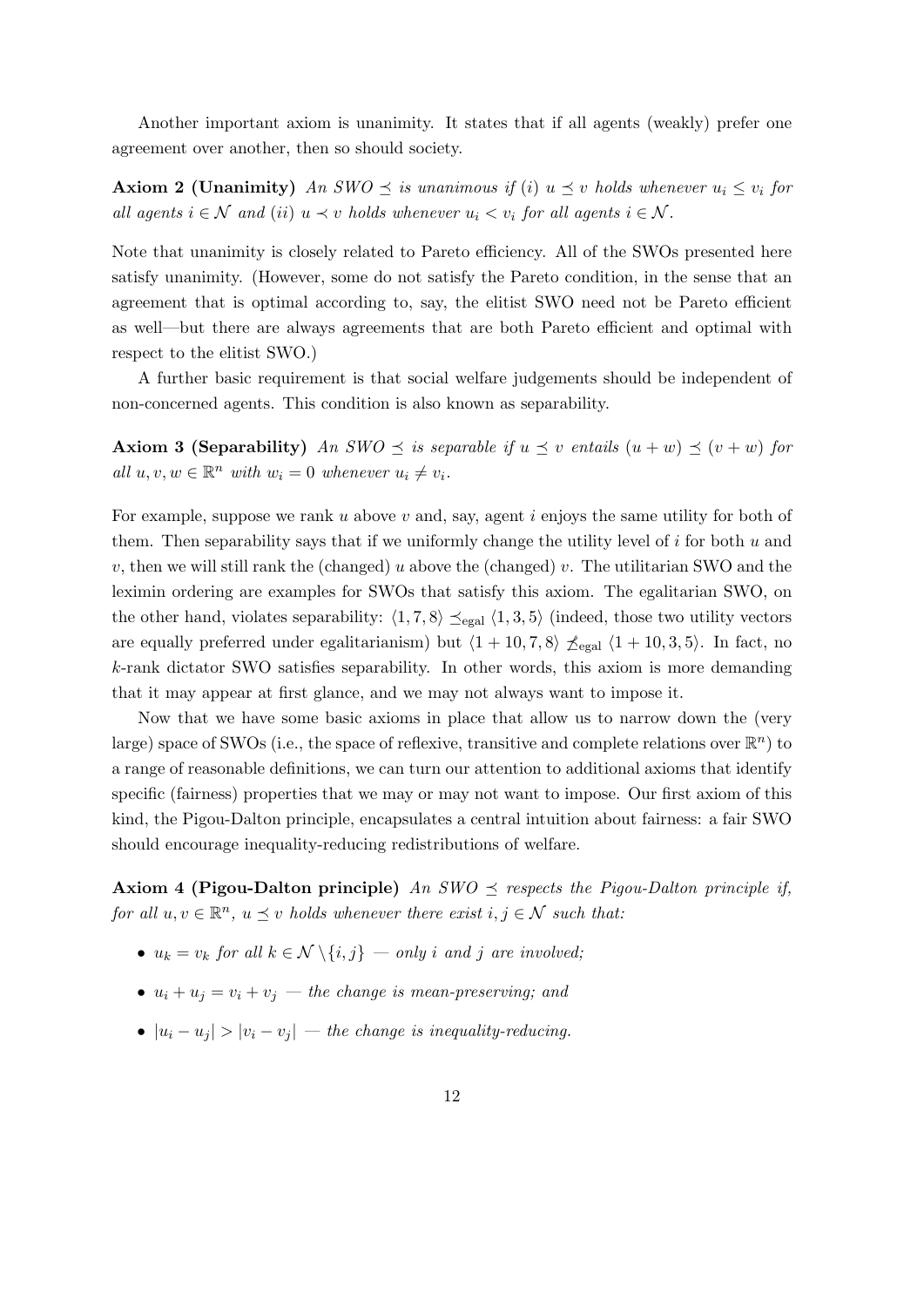Another important axiom is unanimity. It states that if all agents (weakly) prefer one agreement over another, then so should society.

**Axiom 2 (Unanimity)** *An SWO $\preceq$ is unanimous if (i) $u \preceq v$ holds whenever $u_i \leq v_i$ for all agents $i \in \mathcal{N}$ and (ii) $u \prec v$ holds whenever $u_i < v_i$ for all agents $i \in \mathcal{N}$.*

Note that unanimity is closely related to Pareto efficiency. All of the SWOs presented here satisfy unanimity. (However, some do not satisfy the Pareto condition, in the sense that an agreement that is optimal according to, say, the elitist SWO need not be Pareto efficient as well—but there are always agreements that are both Pareto efficient and optimal with respect to the elitist SWO.)

A further basic requirement is that social welfare judgements should be independent of non-concerned agents. This condition is also known as separability.

**Axiom 3 (Separability)** *An SWO $\preceq$ is separable if $u \preceq v$ entails $(u + w) \preceq (v + w)$ for all $u, v, w \in \mathbb{R}^n$ with $w_i = 0$ whenever $u_i \neq v_i$.*

For example, suppose we rank $u$ above $v$ and, say, agent $i$ enjoys the same utility for both of them. Then separability says that if we uniformly change the utility level of $i$ for both $u$ and $v$, then we will still rank the (changed) $u$ above the (changed) $v$. The utilitarian SWO and the leximin ordering are examples for SWOs that satisfy this axiom. The egalitarian SWO, on the other hand, violates separability: $\langle 1, 7, 8\rangle \preceq_{\text{egal}} \langle 1, 3, 5\rangle$ (indeed, those two utility vectors are equally preferred under egalitarianism) but $\langle 1 + 10, 7, 8\rangle \not\preceq_{\text{egal}} \langle 1 + 10, 3, 5\rangle$. In fact, no $k$-rank dictator SWO satisfies separability. In other words, this axiom is more demanding that it may appear at first glance, and we may not always want to impose it.

Now that we have some basic axioms in place that allow us to narrow down the (very large) space of SWOs (i.e., the space of reflexive, transitive and complete relations over $\mathbb{R}^n$) to a range of reasonable definitions, we can turn our attention to additional axioms that identify specific (fairness) properties that we may or may not want to impose. Our first axiom of this kind, the Pigou-Dalton principle, encapsulates a central intuition about fairness: a fair SWO should encourage inequality-reducing redistributions of welfare.

**Axiom 4 (Pigou-Dalton principle)** *An SWO $\preceq$ respects the Pigou-Dalton principle if, for all $u, v \in \mathbb{R}^n$, $u \preceq v$ holds whenever there exist $i, j \in \mathcal{N}$ such that:*

- *$u_k = v_k$ for all $k \in \mathcal{N} \setminus \{i, j\}$ — only $i$ and $j$ are involved;*
- *$u_i + u_j = v_i + v_j$ — the change is mean-preserving; and*
- *$|u_i - u_j| > |v_i - v_j|$ — the change is inequality-reducing.*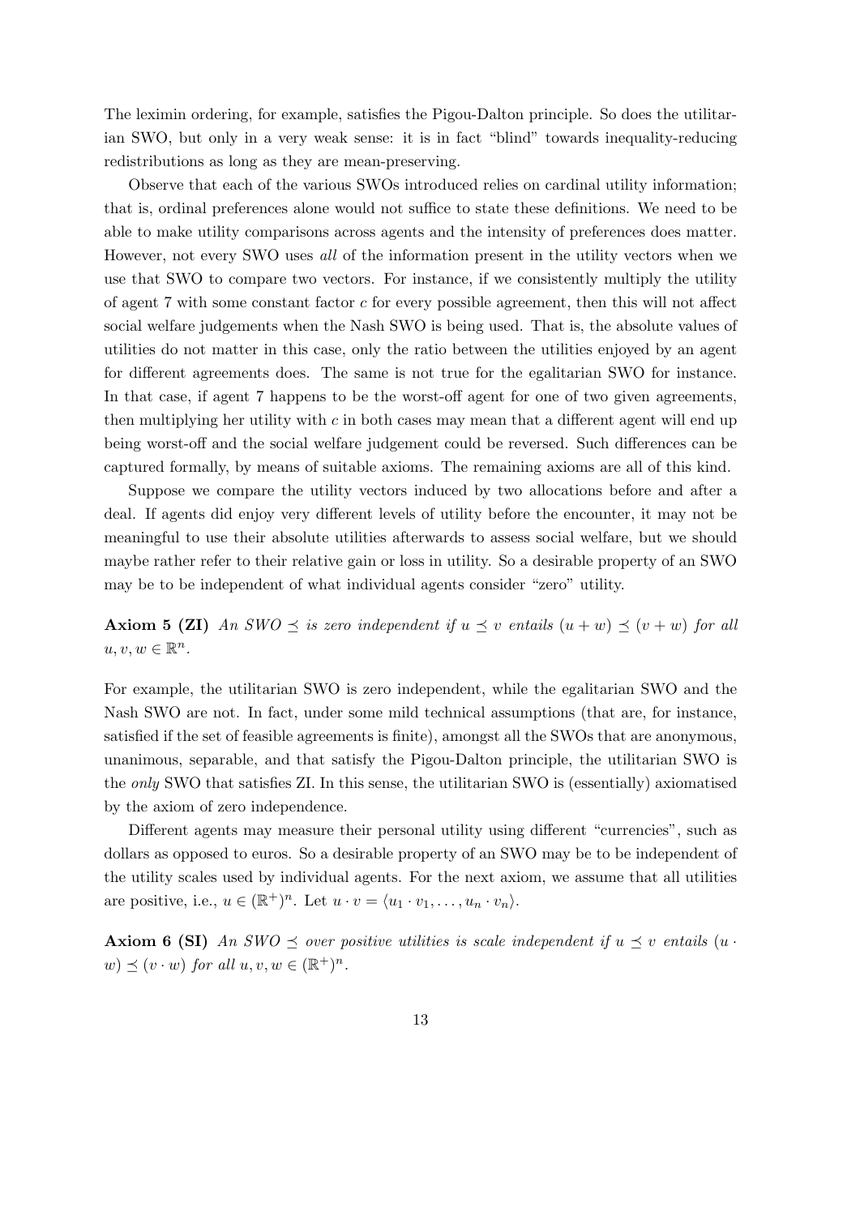The leximin ordering, for example, satisfies the Pigou-Dalton principle. So does the utilitarian SWO, but only in a very weak sense: it is in fact "blind" towards inequality-reducing redistributions as long as they are mean-preserving.

Observe that each of the various SWOs introduced relies on cardinal utility information; that is, ordinal preferences alone would not suffice to state these definitions. We need to be able to make utility comparisons across agents and the intensity of preferences does matter. However, not every SWO uses *all* of the information present in the utility vectors when we use that SWO to compare two vectors. For instance, if we consistently multiply the utility of agent 7 with some constant factor $c$ for every possible agreement, then this will not affect social welfare judgements when the Nash SWO is being used. That is, the absolute values of utilities do not matter in this case, only the ratio between the utilities enjoyed by an agent for different agreements does. The same is not true for the egalitarian SWO for instance. In that case, if agent 7 happens to be the worst-off agent for one of two given agreements, then multiplying her utility with $c$ in both cases may mean that a different agent will end up being worst-off and the social welfare judgement could be reversed. Such differences can be captured formally, by means of suitable axioms. The remaining axioms are all of this kind.

Suppose we compare the utility vectors induced by two allocations before and after a deal. If agents did enjoy very different levels of utility before the encounter, it may not be meaningful to use their absolute utilities afterwards to assess social welfare, but we should maybe rather refer to their relative gain or loss in utility. So a desirable property of an SWO may be to be independent of what individual agents consider "zero" utility.

**Axiom 5 (ZI)** *An SWO $\preceq$ is zero independent if $u \preceq v$ entails $(u + w) \preceq (v + w)$ for all $u, v, w \in \mathbb{R}^n$.*

For example, the utilitarian SWO is zero independent, while the egalitarian SWO and the Nash SWO are not. In fact, under some mild technical assumptions (that are, for instance, satisfied if the set of feasible agreements is finite), amongst all the SWOs that are anonymous, unanimous, separable, and that satisfy the Pigou-Dalton principle, the utilitarian SWO is the *only* SWO that satisfies ZI. In this sense, the utilitarian SWO is (essentially) axiomatised by the axiom of zero independence.

Different agents may measure their personal utility using different "currencies", such as dollars as opposed to euros. So a desirable property of an SWO may be to be independent of the utility scales used by individual agents. For the next axiom, we assume that all utilities are positive, i.e., $u \in (\mathbb{R}^+)^n$. Let $u \cdot v = \langle u_1 \cdot v_1, \ldots, u_n \cdot v_n \rangle$.

**Axiom 6 (SI)** *An SWO $\preceq$ over positive utilities is scale independent if $u \preceq v$ entails $(u \cdot w) \preceq (v \cdot w)$ for all $u, v, w \in (\mathbb{R}^+)^n$.*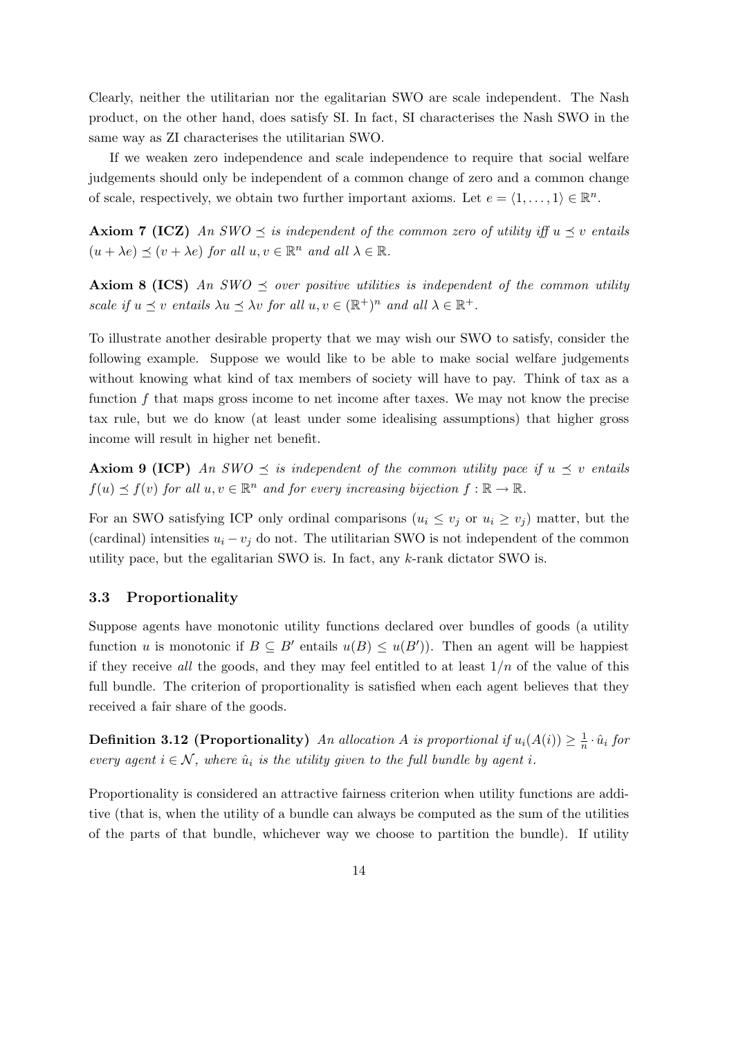Clearly, neither the utilitarian nor the egalitarian SWO are scale independent. The Nash product, on the other hand, does satisfy SI. In fact, SI characterises the Nash SWO in the same way as ZI characterises the utilitarian SWO.

If we weaken zero independence and scale independence to require that social welfare judgements should only be independent of a common change of zero and a common change of scale, respectively, we obtain two further important axioms. Let $e = \langle 1, \ldots, 1 \rangle \in \mathbb{R}^n$.

**Axiom 7 (ICZ)** *An SWO $\preceq$ is independent of the common zero of utility iff $u \preceq v$ entails $(u + \lambda e) \preceq (v + \lambda e)$ for all $u, v \in \mathbb{R}^n$ and all $\lambda \in \mathbb{R}$.*

**Axiom 8 (ICS)** *An SWO $\preceq$ over positive utilities is independent of the common utility scale if $u \preceq v$ entails $\lambda u \preceq \lambda v$ for all $u, v \in (\mathbb{R}^+)^n$ and all $\lambda \in \mathbb{R}^+$.*

To illustrate another desirable property that we may wish our SWO to satisfy, consider the following example. Suppose we would like to be able to make social welfare judgements without knowing what kind of tax members of society will have to pay. Think of tax as a function $f$ that maps gross income to net income after taxes. We may not know the precise tax rule, but we do know (at least under some idealising assumptions) that higher gross income will result in higher net benefit.

**Axiom 9 (ICP)** *An SWO $\preceq$ is independent of the common utility pace if $u \preceq v$ entails $f(u) \preceq f(v)$ for all $u, v \in \mathbb{R}^n$ and for every increasing bijection $f : \mathbb{R} \to \mathbb{R}$.*

For an SWO satisfying ICP only ordinal comparisons ($u_i \leq v_j$ or $u_i \geq v_j$) matter, but the (cardinal) intensities $u_i - v_j$ do not. The utilitarian SWO is not independent of the common utility pace, but the egalitarian SWO is. In fact, any $k$-rank dictator SWO is.

### 3.3 Proportionality

Suppose agents have monotonic utility functions declared over bundles of goods (a utility function $u$ is monotonic if $B \subseteq B'$ entails $u(B) \leq u(B')$). Then an agent will be happiest if they receive *all* the goods, and they may feel entitled to at least $1/n$ of the value of this full bundle. The criterion of proportionality is satisfied when each agent believes that they received a fair share of the goods.

**Definition 3.12 (Proportionality)** *An allocation $A$ is proportional if $u_i(A(i)) \geq \frac{1}{n} \cdot \hat{u}_i$ for every agent $i \in \mathcal{N}$, where $\hat{u}_i$ is the utility given to the full bundle by agent $i$.*

Proportionality is considered an attractive fairness criterion when utility functions are additive (that is, when the utility of a bundle can always be computed as the sum of the utilities of the parts of that bundle, whichever way we choose to partition the bundle). If utility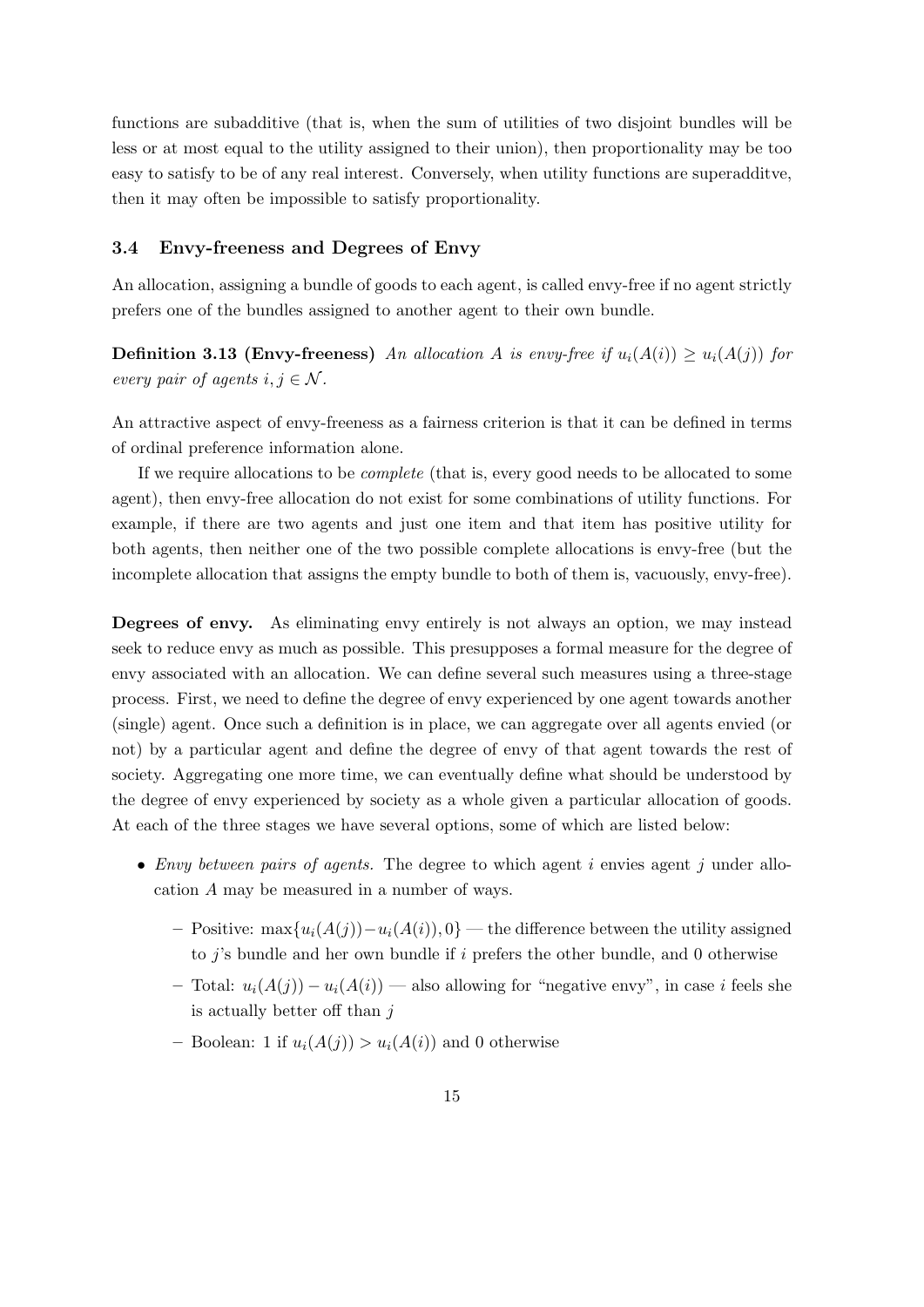functions are subadditive (that is, when the sum of utilities of two disjoint bundles will be less or at most equal to the utility assigned to their union), then proportionality may be too easy to satisfy to be of any real interest. Conversely, when utility functions are superadditve, then it may often be impossible to satisfy proportionality.

### 3.4 Envy-freeness and Degrees of Envy

An allocation, assigning a bundle of goods to each agent, is called envy-free if no agent strictly prefers one of the bundles assigned to another agent to their own bundle.

**Definition 3.13 (Envy-freeness)** *An allocation $A$ is envy-free if $u_i(A(i)) \geq u_i(A(j))$ for every pair of agents $i, j \in \mathcal{N}$.*

An attractive aspect of envy-freeness as a fairness criterion is that it can be defined in terms of ordinal preference information alone.

If we require allocations to be *complete* (that is, every good needs to be allocated to some agent), then envy-free allocation do not exist for some combinations of utility functions. For example, if there are two agents and just one item and that item has positive utility for both agents, then neither one of the two possible complete allocations is envy-free (but the incomplete allocation that assigns the empty bundle to both of them is, vacuously, envy-free).

**Degrees of envy.** As eliminating envy entirely is not always an option, we may instead seek to reduce envy as much as possible. This presupposes a formal measure for the degree of envy associated with an allocation. We can define several such measures using a three-stage process. First, we need to define the degree of envy experienced by one agent towards another (single) agent. Once such a definition is in place, we can aggregate over all agents envied (or not) by a particular agent and define the degree of envy of that agent towards the rest of society. Aggregating one more time, we can eventually define what should be understood by the degree of envy experienced by society as a whole given a particular allocation of goods. At each of the three stages we have several options, some of which are listed below:

- *Envy between pairs of agents.* The degree to which agent $i$ envies agent $j$ under allocation $A$ may be measured in a number of ways.
  - Positive: $\max\{u_i(A(j)) - u_i(A(i)), 0\}$ — the difference between the utility assigned to $j$'s bundle and her own bundle if $i$ prefers the other bundle, and 0 otherwise
  - Total: $u_i(A(j)) - u_i(A(i))$ — also allowing for "negative envy", in case $i$ feels she is actually better off than $j$
  - Boolean: 1 if $u_i(A(j)) > u_i(A(i))$ and 0 otherwise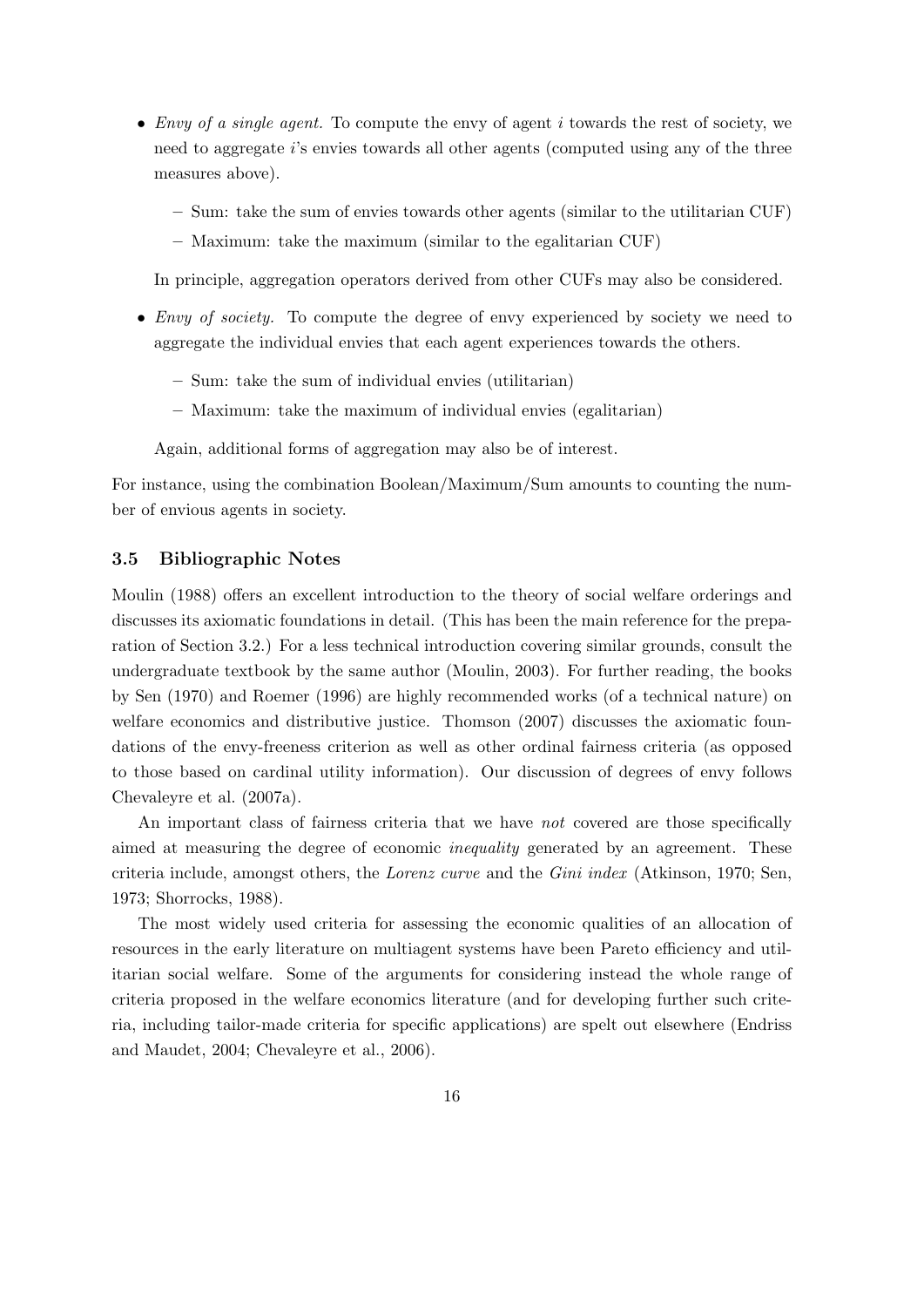- *Envy of a single agent.* To compute the envy of agent $i$ towards the rest of society, we need to aggregate $i$'s envies towards all other agents (computed using any of the three measures above).
  - Sum: take the sum of envies towards other agents (similar to the utilitarian CUF)
  - Maximum: take the maximum (similar to the egalitarian CUF)

  In principle, aggregation operators derived from other CUFs may also be considered.

- *Envy of society.* To compute the degree of envy experienced by society we need to aggregate the individual envies that each agent experiences towards the others.
  - Sum: take the sum of individual envies (utilitarian)
  - Maximum: take the maximum of individual envies (egalitarian)

  Again, additional forms of aggregation may also be of interest.

For instance, using the combination Boolean/Maximum/Sum amounts to counting the number of envious agents in society.

### 3.5 Bibliographic Notes

Moulin (1988) offers an excellent introduction to the theory of social welfare orderings and discusses its axiomatic foundations in detail. (This has been the main reference for the preparation of Section 3.2.) For a less technical introduction covering similar grounds, consult the undergraduate textbook by the same author (Moulin, 2003). For further reading, the books by Sen (1970) and Roemer (1996) are highly recommended works (of a technical nature) on welfare economics and distributive justice. Thomson (2007) discusses the axiomatic foundations of the envy-freeness criterion as well as other ordinal fairness criteria (as opposed to those based on cardinal utility information). Our discussion of degrees of envy follows Chevaleyre et al. (2007a).

An important class of fairness criteria that we have *not* covered are those specifically aimed at measuring the degree of economic *inequality* generated by an agreement. These criteria include, amongst others, the *Lorenz curve* and the *Gini index* (Atkinson, 1970; Sen, 1973; Shorrocks, 1988).

The most widely used criteria for assessing the economic qualities of an allocation of resources in the early literature on multiagent systems have been Pareto efficiency and utilitarian social welfare. Some of the arguments for considering instead the whole range of criteria proposed in the welfare economics literature (and for developing further such criteria, including tailor-made criteria for specific applications) are spelt out elsewhere (Endriss and Maudet, 2004; Chevaleyre et al., 2006).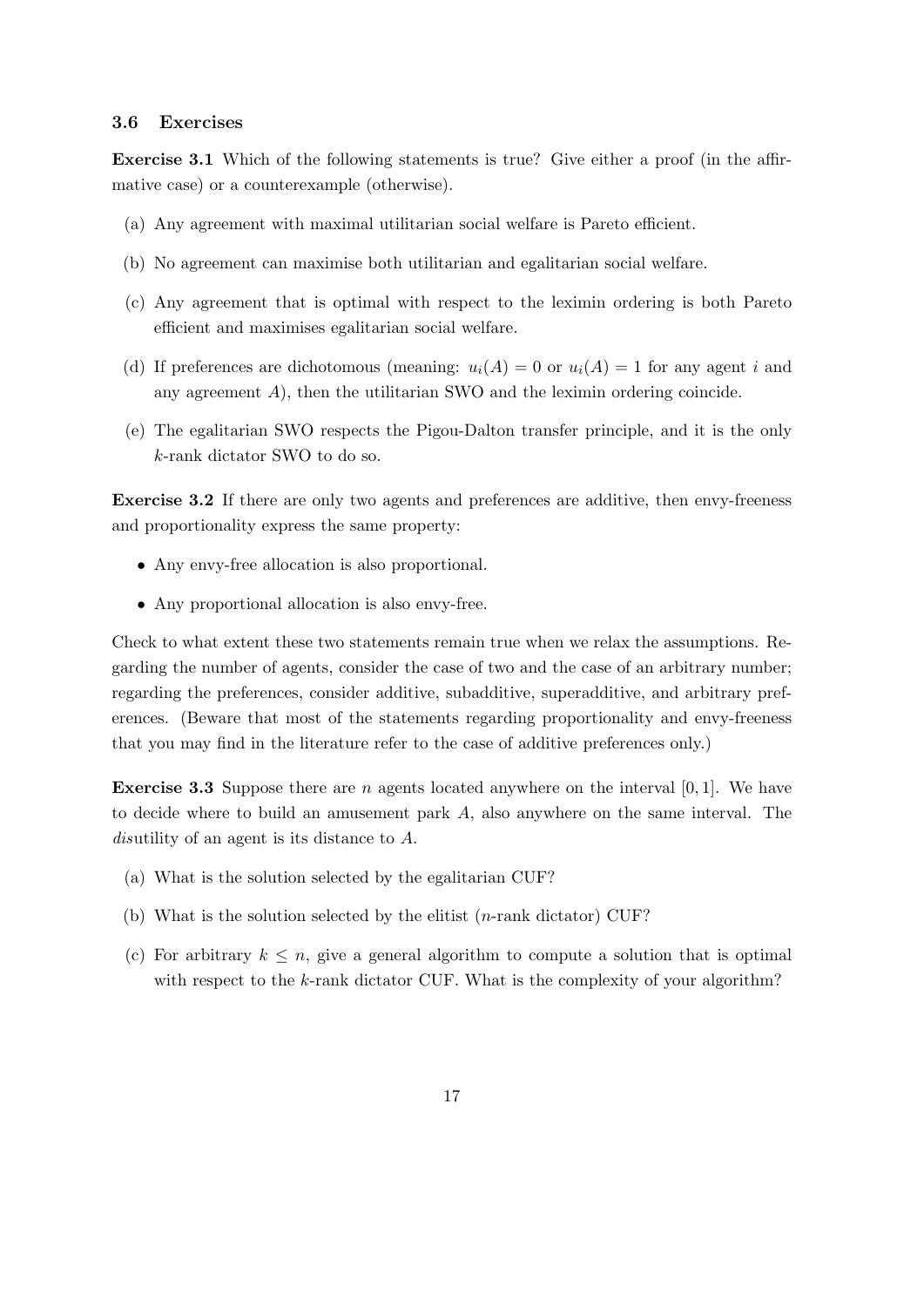### 3.6 Exercises

**Exercise 3.1** Which of the following statements is true? Give either a proof (in the affirmative case) or a counterexample (otherwise).

(a) Any agreement with maximal utilitarian social welfare is Pareto efficient.

(b) No agreement can maximise both utilitarian and egalitarian social welfare.

(c) Any agreement that is optimal with respect to the leximin ordering is both Pareto efficient and maximises egalitarian social welfare.

(d) If preferences are dichotomous (meaning: $u_i(A) = 0$ or $u_i(A) = 1$ for any agent $i$ and any agreement $A$), then the utilitarian SWO and the leximin ordering coincide.

(e) The egalitarian SWO respects the Pigou-Dalton transfer principle, and it is the only $k$-rank dictator SWO to do so.

**Exercise 3.2** If there are only two agents and preferences are additive, then envy-freeness and proportionality express the same property:

- Any envy-free allocation is also proportional.
- Any proportional allocation is also envy-free.

Check to what extent these two statements remain true when we relax the assumptions. Regarding the number of agents, consider the case of two and the case of an arbitrary number; regarding the preferences, consider additive, subadditive, superadditive, and arbitrary preferences. (Beware that most of the statements regarding proportionality and envy-freeness that you may find in the literature refer to the case of additive preferences only.)

**Exercise 3.3** Suppose there are $n$ agents located anywhere on the interval $[0, 1]$. We have to decide where to build an amusement park $A$, also anywhere on the same interval. The *dis*utility of an agent is its distance to $A$.

(a) What is the solution selected by the egalitarian CUF?

(b) What is the solution selected by the elitist ($n$-rank dictator) CUF?

(c) For arbitrary $k \leq n$, give a general algorithm to compute a solution that is optimal with respect to the $k$-rank dictator CUF. What is the complexity of your algorithm?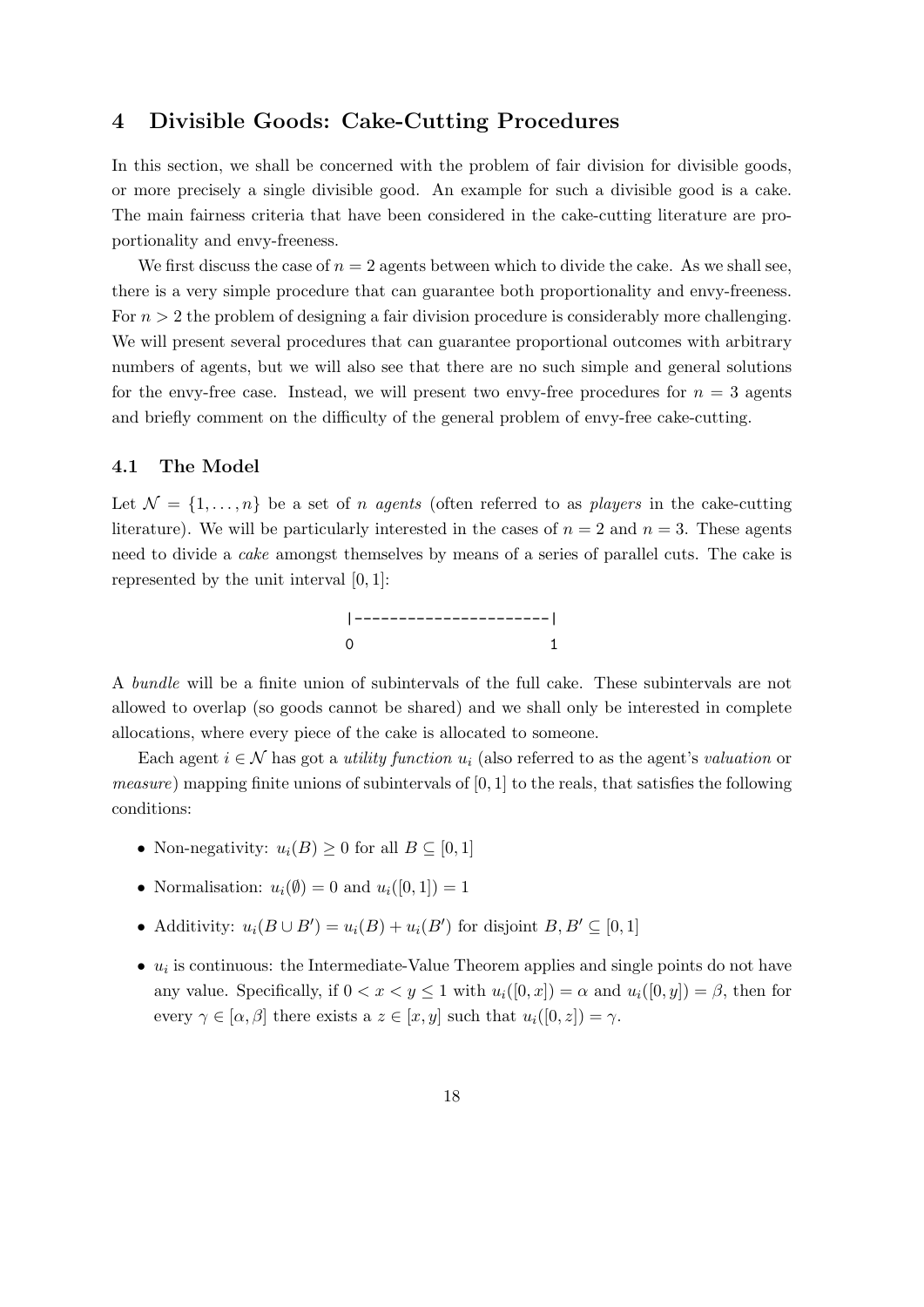## 4 Divisible Goods: Cake-Cutting Procedures

In this section, we shall be concerned with the problem of fair division for divisible goods, or more precisely a single divisible good. An example for such a divisible good is a cake. The main fairness criteria that have been considered in the cake-cutting literature are proportionality and envy-freeness.

We first discuss the case of $n = 2$ agents between which to divide the cake. As we shall see, there is a very simple procedure that can guarantee both proportionality and envy-freeness. For $n > 2$ the problem of designing a fair division procedure is considerably more challenging. We will present several procedures that can guarantee proportional outcomes with arbitrary numbers of agents, but we will also see that there are no such simple and general solutions for the envy-free case. Instead, we will present two envy-free procedures for $n = 3$ agents and briefly comment on the difficulty of the general problem of envy-free cake-cutting.

### 4.1 The Model

Let $\mathcal{N} = \{1, \ldots, n\}$ be a set of $n$ *agents* (often referred to as *players* in the cake-cutting literature). We will be particularly interested in the cases of $n = 2$ and $n = 3$. These agents need to divide a *cake* amongst themselves by means of a series of parallel cuts. The cake is represented by the unit interval $[0, 1]$:

```
|----------------------|
0                      1
```

A *bundle* will be a finite union of subintervals of the full cake. These subintervals are not allowed to overlap (so goods cannot be shared) and we shall only be interested in complete allocations, where every piece of the cake is allocated to someone.

Each agent $i \in \mathcal{N}$ has got a *utility function* $u_i$ (also referred to as the agent's *valuation* or *measure*) mapping finite unions of subintervals of $[0, 1]$ to the reals, that satisfies the following conditions:

- Non-negativity: $u_i(B) \geq 0$ for all $B \subseteq [0, 1]$
- Normalisation: $u_i(\emptyset) = 0$ and $u_i([0, 1]) = 1$
- Additivity: $u_i(B \cup B') = u_i(B) + u_i(B')$ for disjoint $B, B' \subseteq [0, 1]$
- $u_i$ is continuous: the Intermediate-Value Theorem applies and single points do not have any value. Specifically, if $0 < x < y \leq 1$ with $u_i([0, x]) = \alpha$ and $u_i([0, y]) = \beta$, then for every $\gamma \in [\alpha, \beta]$ there exists a $z \in [x, y]$ such that $u_i([0, z]) = \gamma$.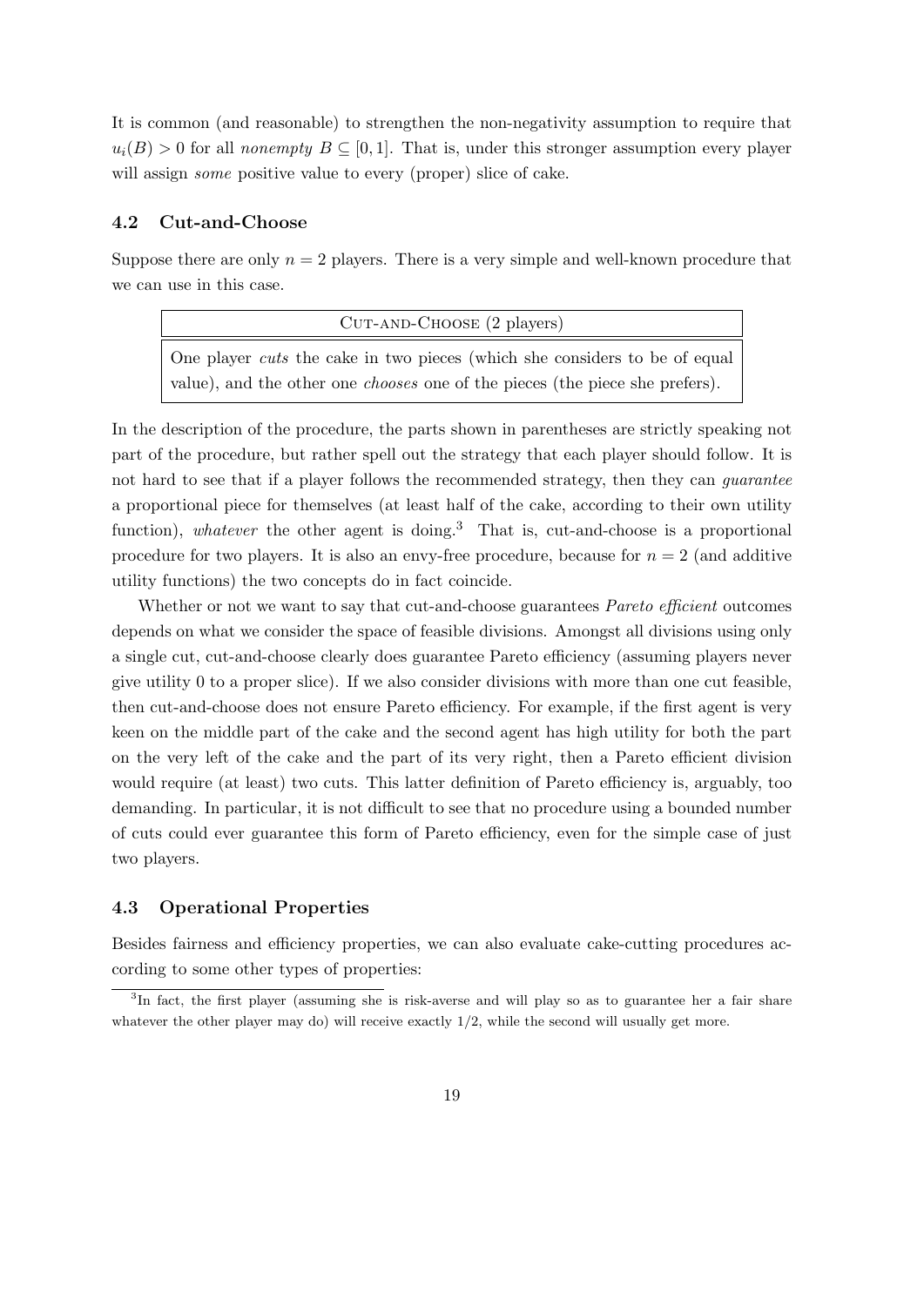It is common (and reasonable) to strengthen the non-negativity assumption to require that $u_i(B) > 0$ for all *nonempty* $B \subseteq [0, 1]$. That is, under this stronger assumption every player will assign *some* positive value to every (proper) slice of cake.

### 4.2 Cut-and-Choose

Suppose there are only $n = 2$ players. There is a very simple and well-known procedure that we can use in this case.

| Cut-and-Choose (2 players) |
| --- |
| One player *cuts* the cake in two pieces (which she considers to be of equal value), and the other one *chooses* one of the pieces (the piece she prefers). |

In the description of the procedure, the parts shown in parentheses are strictly speaking not part of the procedure, but rather spell out the strategy that each player should follow. It is not hard to see that if a player follows the recommended strategy, then they can *guarantee* a proportional piece for themselves (at least half of the cake, according to their own utility function), *whatever* the other agent is doing.[3] That is, cut-and-choose is a proportional procedure for two players. It is also an envy-free procedure, because for $n = 2$ (and additive utility functions) the two concepts do in fact coincide.

Whether or not we want to say that cut-and-choose guarantees *Pareto efficient* outcomes depends on what we consider the space of feasible divisions. Amongst all divisions using only a single cut, cut-and-choose clearly does guarantee Pareto efficiency (assuming players never give utility 0 to a proper slice). If we also consider divisions with more than one cut feasible, then cut-and-choose does not ensure Pareto efficiency. For example, if the first agent is very keen on the middle part of the cake and the second agent has high utility for both the part on the very left of the cake and the part of its very right, then a Pareto efficient division would require (at least) two cuts. This latter definition of Pareto efficiency is, arguably, too demanding. In particular, it is not difficult to see that no procedure using a bounded number of cuts could ever guarantee this form of Pareto efficiency, even for the simple case of just two players.

### 4.3 Operational Properties

Besides fairness and efficiency properties, we can also evaluate cake-cutting procedures according to some other types of properties:

[3] In fact, the first player (assuming she is risk-averse and will play so as to guarantee her a fair share whatever the other player may do) will receive exactly $1/2$, while the second will usually get more.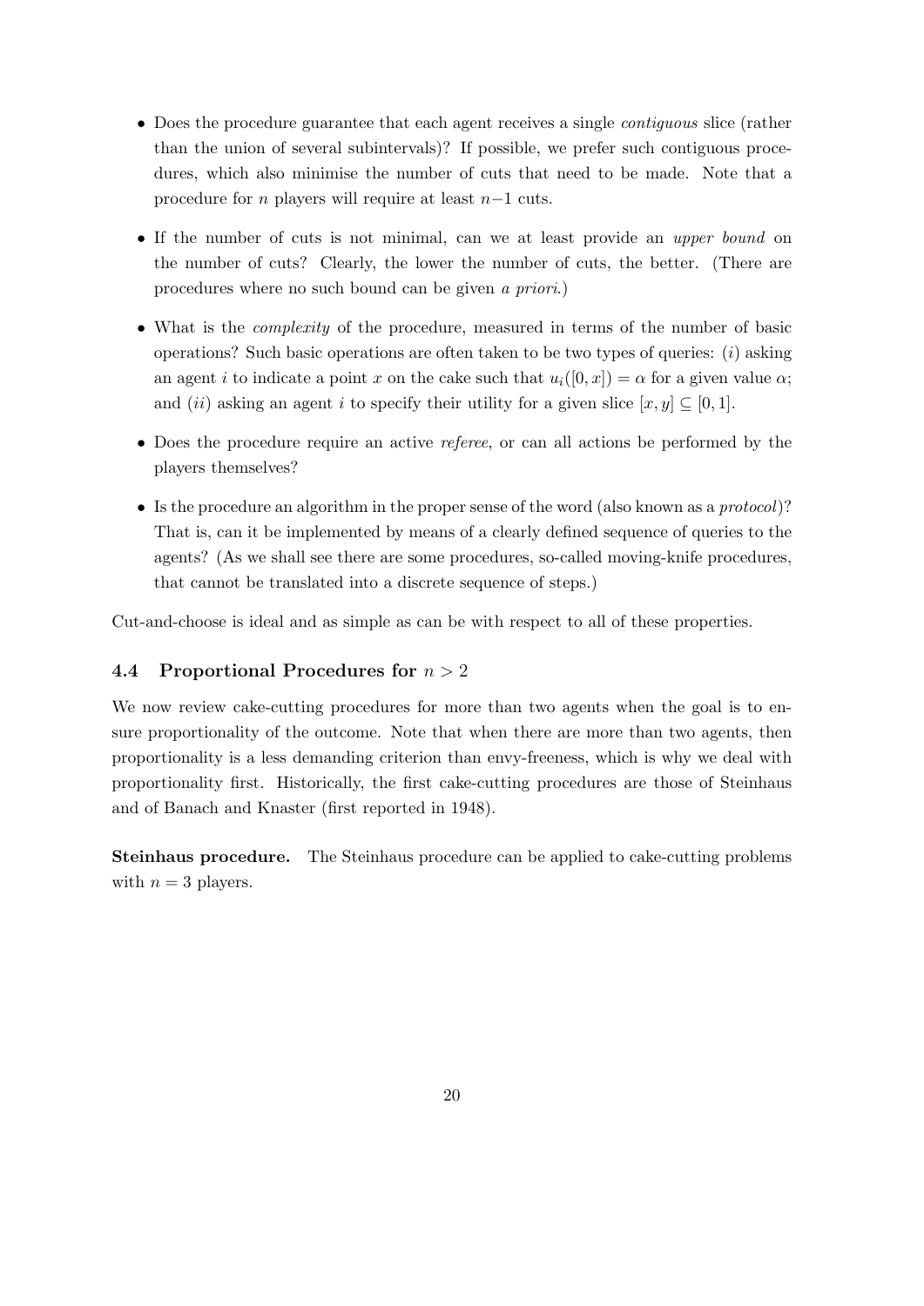- Does the procedure guarantee that each agent receives a single *contiguous* slice (rather than the union of several subintervals)? If possible, we prefer such contiguous procedures, which also minimise the number of cuts that need to be made. Note that a procedure for $n$ players will require at least $n-1$ cuts.
- If the number of cuts is not minimal, can we at least provide an *upper bound* on the number of cuts? Clearly, the lower the number of cuts, the better. (There are procedures where no such bound can be given *a priori*.)
- What is the *complexity* of the procedure, measured in terms of the number of basic operations? Such basic operations are often taken to be two types of queries: $(i)$ asking an agent $i$ to indicate a point $x$ on the cake such that $u_i([0, x]) = \alpha$ for a given value $\alpha$; and $(ii)$ asking an agent $i$ to specify their utility for a given slice $[x, y] \subseteq [0, 1]$.
- Does the procedure require an active *referee*, or can all actions be performed by the players themselves?
- Is the procedure an algorithm in the proper sense of the word (also known as a *protocol*)? That is, can it be implemented by means of a clearly defined sequence of queries to the agents? (As we shall see there are some procedures, so-called moving-knife procedures, that cannot be translated into a discrete sequence of steps.)

Cut-and-choose is ideal and as simple as can be with respect to all of these properties.

### 4.4 Proportional Procedures for $n > 2$

We now review cake-cutting procedures for more than two agents when the goal is to ensure proportionality of the outcome. Note that when there are more than two agents, then proportionality is a less demanding criterion than envy-freeness, which is why we deal with proportionality first. Historically, the first cake-cutting procedures are those of Steinhaus and of Banach and Knaster (first reported in 1948).

**Steinhaus procedure.** The Steinhaus procedure can be applied to cake-cutting problems with $n = 3$ players.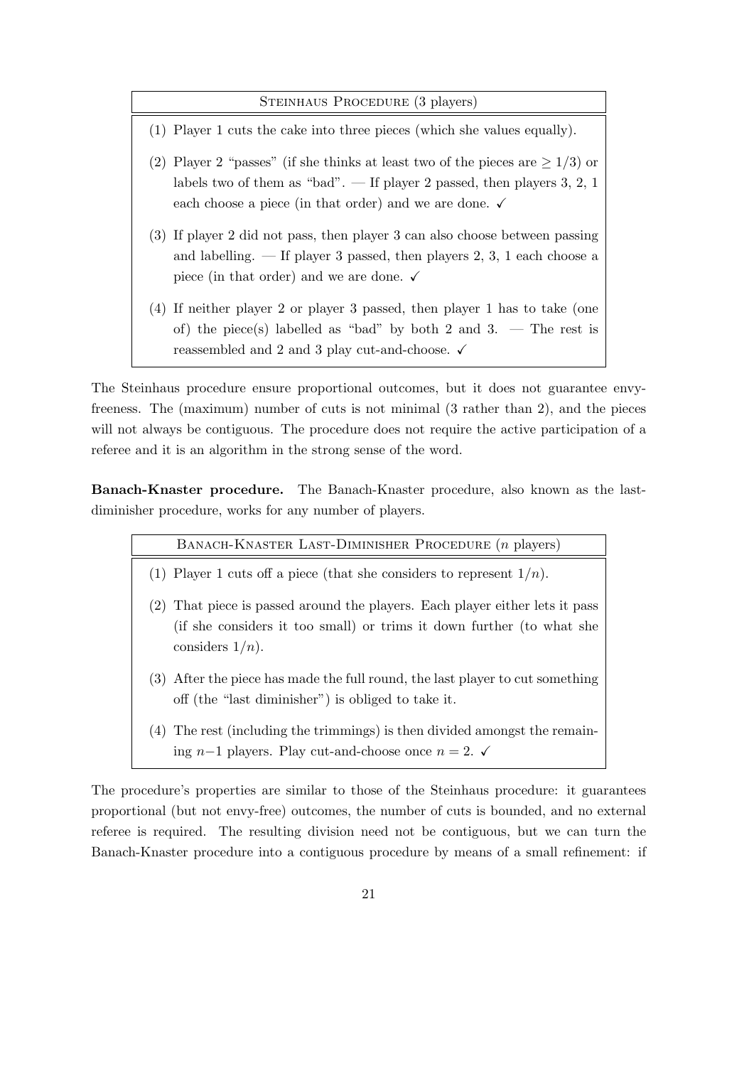**Steinhaus Procedure (3 players)**

(1) Player 1 cuts the cake into three pieces (which she values equally).

(2) Player 2 "passes" (if she thinks at least two of the pieces are $\geq 1/3$) or labels two of them as "bad". — If player 2 passed, then players 3, 2, 1 each choose a piece (in that order) and we are done. ✓

(3) If player 2 did not pass, then player 3 can also choose between passing and labelling. — If player 3 passed, then players 2, 3, 1 each choose a piece (in that order) and we are done. ✓

(4) If neither player 2 or player 3 passed, then player 1 has to take (one of) the piece(s) labelled as "bad" by both 2 and 3. — The rest is reassembled and 2 and 3 play cut-and-choose. ✓

The Steinhaus procedure ensure proportional outcomes, but it does not guarantee envy-freeness. The (maximum) number of cuts is not minimal (3 rather than 2), and the pieces will not always be contiguous. The procedure does not require the active participation of a referee and it is an algorithm in the strong sense of the word.

**Banach-Knaster procedure.** The Banach-Knaster procedure, also known as the last-diminisher procedure, works for any number of players.

**Banach-Knaster Last-Diminisher Procedure ($n$ players)**

(1) Player 1 cuts off a piece (that she considers to represent $1/n$).

(2) That piece is passed around the players. Each player either lets it pass (if she considers it too small) or trims it down further (to what she considers $1/n$).

(3) After the piece has made the full round, the last player to cut something off (the "last diminisher") is obliged to take it.

(4) The rest (including the trimmings) is then divided amongst the remaining $n-1$ players. Play cut-and-choose once $n = 2$. ✓

The procedure's properties are similar to those of the Steinhaus procedure: it guarantees proportional (but not envy-free) outcomes, the number of cuts is bounded, and no external referee is required. The resulting division need not be contiguous, but we can turn the Banach-Knaster procedure into a contiguous procedure by means of a small refinement: if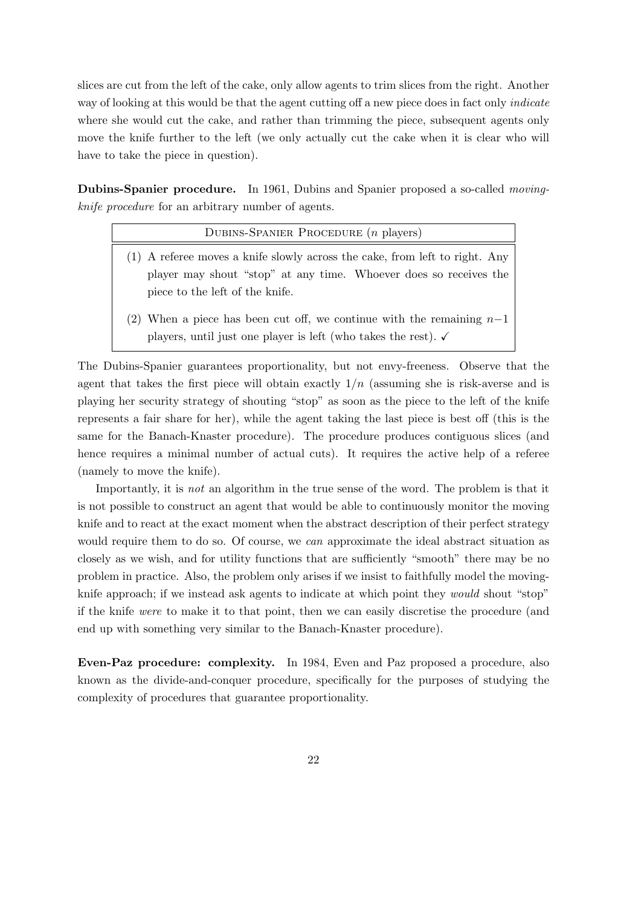slices are cut from the left of the cake, only allow agents to trim slices from the right. Another way of looking at this would be that the agent cutting off a new piece does in fact only *indicate* where she would cut the cake, and rather than trimming the piece, subsequent agents only move the knife further to the left (we only actually cut the cake when it is clear who will have to take the piece in question).

**Dubins-Spanier procedure.** In 1961, Dubins and Spanier proposed a so-called *moving-knife procedure* for an arbitrary number of agents.

| Dubins-Spanier Procedure ($n$ players) |
|---|
| (1) A referee moves a knife slowly across the cake, from left to right. Any player may shout "stop" at any time. Whoever does so receives the piece to the left of the knife. |
| (2) When a piece has been cut off, we continue with the remaining $n-1$ players, until just one player is left (who takes the rest). ✓ |

The Dubins-Spanier guarantees proportionality, but not envy-freeness. Observe that the agent that takes the first piece will obtain exactly $1/n$ (assuming she is risk-averse and is playing her security strategy of shouting "stop" as soon as the piece to the left of the knife represents a fair share for her), while the agent taking the last piece is best off (this is the same for the Banach-Knaster procedure). The procedure produces contiguous slices (and hence requires a minimal number of actual cuts). It requires the active help of a referee (namely to move the knife).

Importantly, it is *not* an algorithm in the true sense of the word. The problem is that it is not possible to construct an agent that would be able to continuously monitor the moving knife and to react at the exact moment when the abstract description of their perfect strategy would require them to do so. Of course, we *can* approximate the ideal abstract situation as closely as we wish, and for utility functions that are sufficiently "smooth" there may be no problem in practice. Also, the problem only arises if we insist to faithfully model the moving-knife approach; if we instead ask agents to indicate at which point they *would* shout "stop" if the knife *were* to make it to that point, then we can easily discretise the procedure (and end up with something very similar to the Banach-Knaster procedure).

**Even-Paz procedure: complexity.** In 1984, Even and Paz proposed a procedure, also known as the divide-and-conquer procedure, specifically for the purposes of studying the complexity of procedures that guarantee proportionality.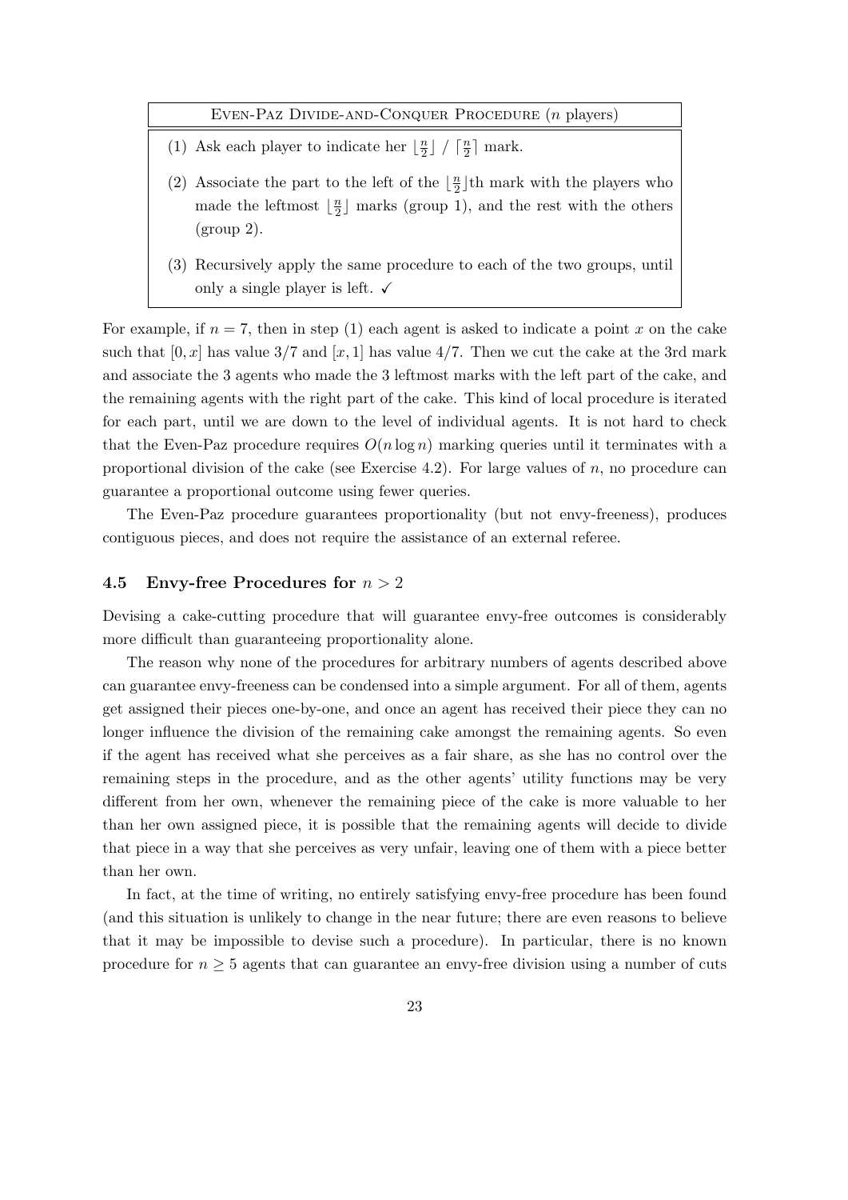**Even-Paz Divide-and-Conquer Procedure** ($n$ players)

(1) Ask each player to indicate her $\lfloor \frac{n}{2} \rfloor$ / $\lceil \frac{n}{2} \rceil$ mark.

(2) Associate the part to the left of the $\lfloor \frac{n}{2} \rfloor$th mark with the players who made the leftmost $\lfloor \frac{n}{2} \rfloor$ marks (group 1), and the rest with the others (group 2).

(3) Recursively apply the same procedure to each of the two groups, until only a single player is left. ✓

For example, if $n = 7$, then in step (1) each agent is asked to indicate a point $x$ on the cake such that $[0, x]$ has value $3/7$ and $[x, 1]$ has value $4/7$. Then we cut the cake at the 3rd mark and associate the 3 agents who made the 3 leftmost marks with the left part of the cake, and the remaining agents with the right part of the cake. This kind of local procedure is iterated for each part, until we are down to the level of individual agents. It is not hard to check that the Even-Paz procedure requires $O(n \log n)$ marking queries until it terminates with a proportional division of the cake (see Exercise 4.2). For large values of $n$, no procedure can guarantee a proportional outcome using fewer queries.

The Even-Paz procedure guarantees proportionality (but not envy-freeness), produces contiguous pieces, and does not require the assistance of an external referee.

### 4.5 Envy-free Procedures for $n > 2$

Devising a cake-cutting procedure that will guarantee envy-free outcomes is considerably more difficult than guaranteeing proportionality alone.

The reason why none of the procedures for arbitrary numbers of agents described above can guarantee envy-freeness can be condensed into a simple argument. For all of them, agents get assigned their pieces one-by-one, and once an agent has received their piece they can no longer influence the division of the remaining cake amongst the remaining agents. So even if the agent has received what she perceives as a fair share, as she has no control over the remaining steps in the procedure, and as the other agents' utility functions may be very different from her own, whenever the remaining piece of the cake is more valuable to her than her own assigned piece, it is possible that the remaining agents will decide to divide that piece in a way that she perceives as very unfair, leaving one of them with a piece better than her own.

In fact, at the time of writing, no entirely satisfying envy-free procedure has been found (and this situation is unlikely to change in the near future; there are even reasons to believe that it may be impossible to devise such a procedure). In particular, there is no known procedure for $n \geq 5$ agents that can guarantee an envy-free division using a number of cuts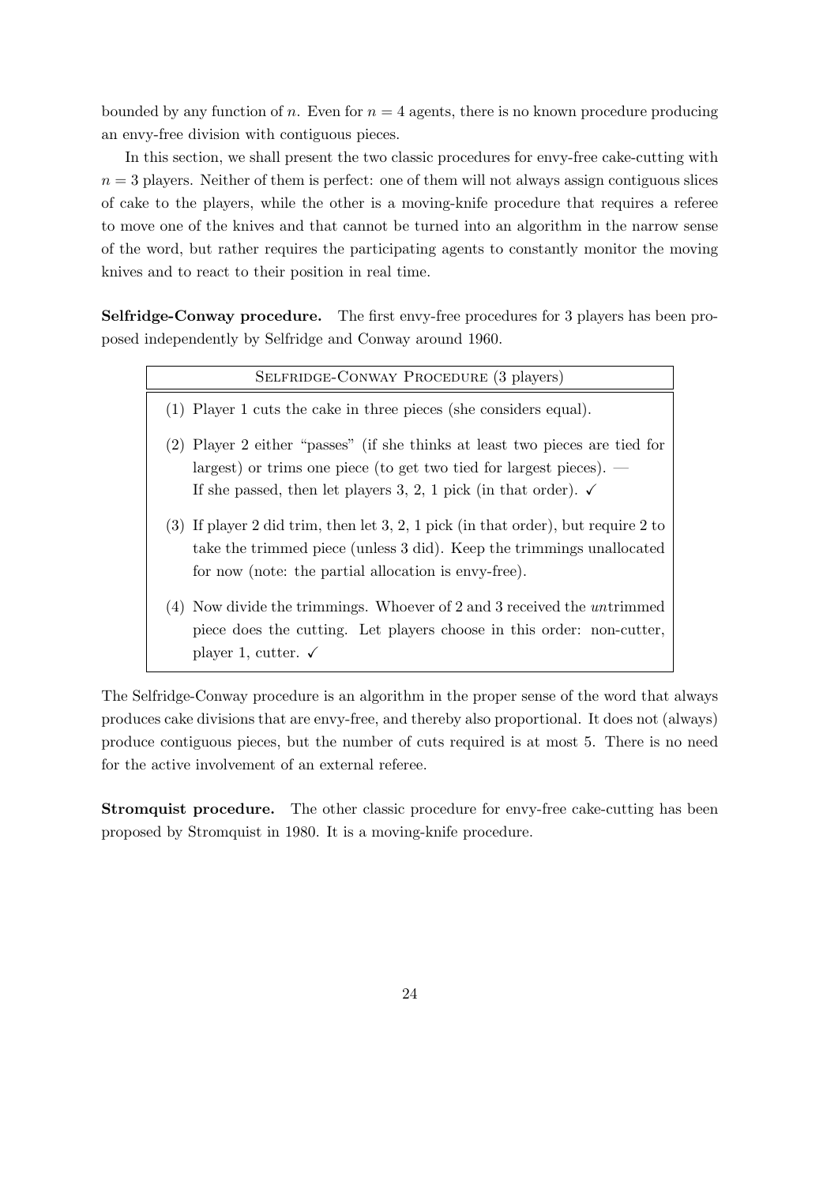bounded by any function of $n$. Even for $n = 4$ agents, there is no known procedure producing an envy-free division with contiguous pieces.

In this section, we shall present the two classic procedures for envy-free cake-cutting with $n = 3$ players. Neither of them is perfect: one of them will not always assign contiguous slices of cake to the players, while the other is a moving-knife procedure that requires a referee to move one of the knives and that cannot be turned into an algorithm in the narrow sense of the word, but rather requires the participating agents to constantly monitor the moving knives and to react to their position in real time.

**Selfridge-Conway procedure.** The first envy-free procedures for 3 players has been proposed independently by Selfridge and Conway around 1960.

| Selfridge-Conway Procedure (3 players) |
|---|
| (1) Player 1 cuts the cake in three pieces (she considers equal). |
| (2) Player 2 either "passes" (if she thinks at least two pieces are tied for largest) or trims one piece (to get two tied for largest pieces). — If she passed, then let players 3, 2, 1 pick (in that order). ✓ |
| (3) If player 2 did trim, then let 3, 2, 1 pick (in that order), but require 2 to take the trimmed piece (unless 3 did). Keep the trimmings unallocated for now (note: the partial allocation is envy-free). |
| (4) Now divide the trimmings. Whoever of 2 and 3 received the *un*trimmed piece does the cutting. Let players choose in this order: non-cutter, player 1, cutter. ✓ |

The Selfridge-Conway procedure is an algorithm in the proper sense of the word that always produces cake divisions that are envy-free, and thereby also proportional. It does not (always) produce contiguous pieces, but the number of cuts required is at most 5. There is no need for the active involvement of an external referee.

**Stromquist procedure.** The other classic procedure for envy-free cake-cutting has been proposed by Stromquist in 1980. It is a moving-knife procedure.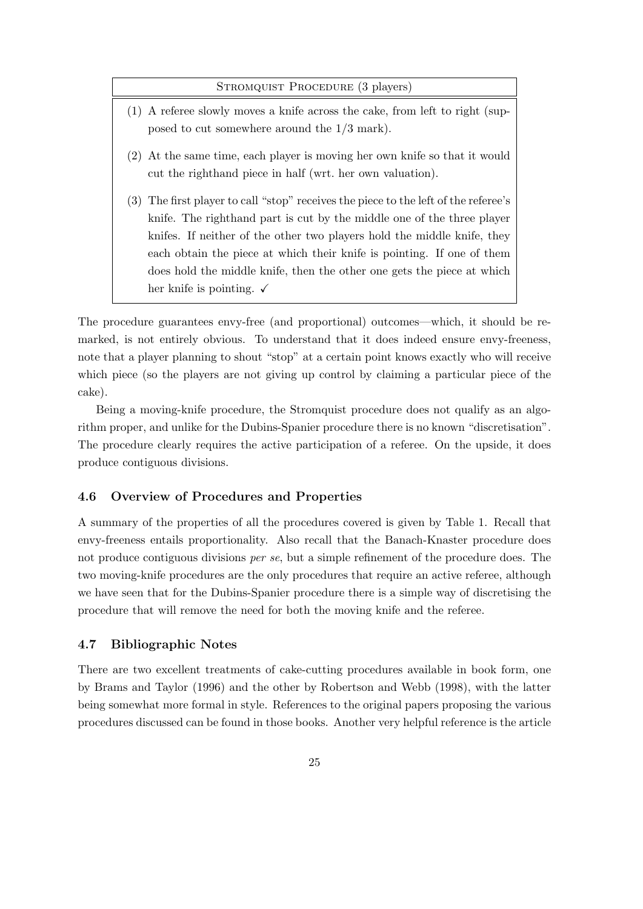**STROMQUIST PROCEDURE (3 players)**

1. A referee slowly moves a knife across the cake, from left to right (supposed to cut somewhere around the 1/3 mark).
2. At the same time, each player is moving her own knife so that it would cut the righthand piece in half (wrt. her own valuation).
3. The first player to call "stop" receives the piece to the left of the referee's knife. The righthand part is cut by the middle one of the three player knifes. If neither of the other two players hold the middle knife, they each obtain the piece at which their knife is pointing. If one of them does hold the middle knife, then the other one gets the piece at which her knife is pointing. ✓

The procedure guarantees envy-free (and proportional) outcomes—which, it should be remarked, is not entirely obvious. To understand that it does indeed ensure envy-freeness, note that a player planning to shout "stop" at a certain point knows exactly who will receive which piece (so the players are not giving up control by claiming a particular piece of the cake).

Being a moving-knife procedure, the Stromquist procedure does not qualify as an algorithm proper, and unlike for the Dubins-Spanier procedure there is no known "discretisation". The procedure clearly requires the active participation of a referee. On the upside, it does produce contiguous divisions.

### 4.6 Overview of Procedures and Properties

A summary of the properties of all the procedures covered is given by Table 1. Recall that envy-freeness entails proportionality. Also recall that the Banach-Knaster procedure does not produce contiguous divisions *per se*, but a simple refinement of the procedure does. The two moving-knife procedures are the only procedures that require an active referee, although we have seen that for the Dubins-Spanier procedure there is a simple way of discretising the procedure that will remove the need for both the moving knife and the referee.

### 4.7 Bibliographic Notes

There are two excellent treatments of cake-cutting procedures available in book form, one by Brams and Taylor (1996) and the other by Robertson and Webb (1998), with the latter being somewhat more formal in style. References to the original papers proposing the various procedures discussed can be found in those books. Another very helpful reference is the article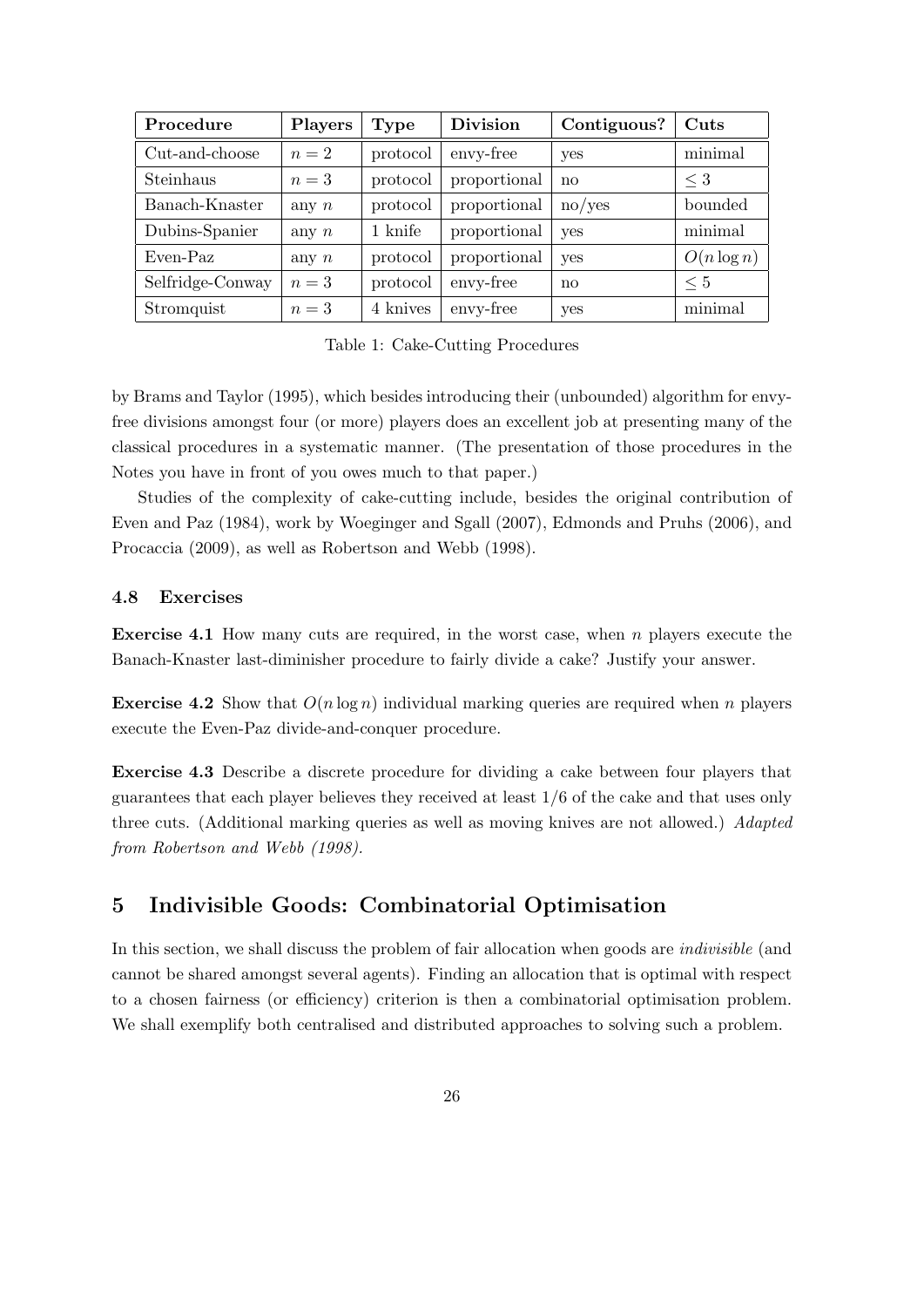| Procedure | Players | Type | Division | Contiguous? | Cuts |
| --- | --- | --- | --- | --- | --- |
| Cut-and-choose | $n = 2$ | protocol | envy-free | yes | minimal |
| Steinhaus | $n = 3$ | protocol | proportional | no | $\leq 3$ |
| Banach-Knaster | any $n$ | protocol | proportional | no/yes | bounded |
| Dubins-Spanier | any $n$ | 1 knife | proportional | yes | minimal |
| Even-Paz | any $n$ | protocol | proportional | yes | $O(n \log n)$ |
| Selfridge-Conway | $n = 3$ | protocol | envy-free | no | $\leq 5$ |
| Stromquist | $n = 3$ | 4 knives | envy-free | yes | minimal |

Table 1: Cake-Cutting Procedures

by Brams and Taylor (1995), which besides introducing their (unbounded) algorithm for envy-free divisions amongst four (or more) players does an excellent job at presenting many of the classical procedures in a systematic manner. (The presentation of those procedures in the Notes you have in front of you owes much to that paper.)

Studies of the complexity of cake-cutting include, besides the original contribution of Even and Paz (1984), work by Woeginger and Sgall (2007), Edmonds and Pruhs (2006), and Procaccia (2009), as well as Robertson and Webb (1998).

### 4.8 Exercises

**Exercise 4.1** How many cuts are required, in the worst case, when $n$ players execute the Banach-Knaster last-diminisher procedure to fairly divide a cake? Justify your answer.

**Exercise 4.2** Show that $O(n \log n)$ individual marking queries are required when $n$ players execute the Even-Paz divide-and-conquer procedure.

**Exercise 4.3** Describe a discrete procedure for dividing a cake between four players that guarantees that each player believes they received at least 1/6 of the cake and that uses only three cuts. (Additional marking queries as well as moving knives are not allowed.) *Adapted from Robertson and Webb (1998).*

## 5 Indivisible Goods: Combinatorial Optimisation

In this section, we shall discuss the problem of fair allocation when goods are *indivisible* (and cannot be shared amongst several agents). Finding an allocation that is optimal with respect to a chosen fairness (or efficiency) criterion is then a combinatorial optimisation problem. We shall exemplify both centralised and distributed approaches to solving such a problem.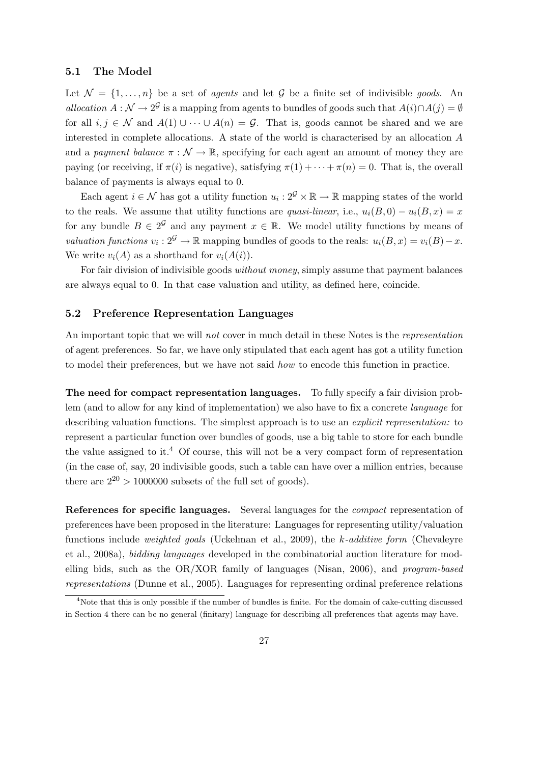### 5.1 The Model

Let $\mathcal{N} = \{1, \ldots, n\}$ be a set of *agents* and let $\mathcal{G}$ be a finite set of indivisible *goods*. An *allocation* $A : \mathcal{N} \to 2^{\mathcal{G}}$ is a mapping from agents to bundles of goods such that $A(i) \cap A(j) = \emptyset$ for all $i, j \in \mathcal{N}$ and $A(1) \cup \cdots \cup A(n) = \mathcal{G}$. That is, goods cannot be shared and we are interested in complete allocations. A state of the world is characterised by an allocation $A$ and a *payment balance* $\pi : \mathcal{N} \to \mathbb{R}$, specifying for each agent an amount of money they are paying (or receiving, if $\pi(i)$ is negative), satisfying $\pi(1) + \cdots + \pi(n) = 0$. That is, the overall balance of payments is always equal to 0.

Each agent $i \in \mathcal{N}$ has got a utility function $u_i : 2^{\mathcal{G}} \times \mathbb{R} \to \mathbb{R}$ mapping states of the world to the reals. We assume that utility functions are *quasi-linear*, i.e., $u_i(B, 0) - u_i(B, x) = x$ for any bundle $B \in 2^{\mathcal{G}}$ and any payment $x \in \mathbb{R}$. We model utility functions by means of *valuation functions* $v_i : 2^{\mathcal{G}} \to \mathbb{R}$ mapping bundles of goods to the reals: $u_i(B, x) = v_i(B) - x$. We write $v_i(A)$ as a shorthand for $v_i(A(i))$.

For fair division of indivisible goods *without money*, simply assume that payment balances are always equal to 0. In that case valuation and utility, as defined here, coincide.

### 5.2 Preference Representation Languages

An important topic that we will *not* cover in much detail in these Notes is the *representation* of agent preferences. So far, we have only stipulated that each agent has got a utility function to model their preferences, but we have not said *how* to encode this function in practice.

**The need for compact representation languages.** To fully specify a fair division problem (and to allow for any kind of implementation) we also have to fix a concrete *language* for describing valuation functions. The simplest approach is to use an *explicit representation:* to represent a particular function over bundles of goods, use a big table to store for each bundle the value assigned to it.[4] Of course, this will not be a very compact form of representation (in the case of, say, 20 indivisible goods, such a table can have over a million entries, because there are $2^{20} > 1000000$ subsets of the full set of goods).

**References for specific languages.** Several languages for the *compact* representation of preferences have been proposed in the literature: Languages for representing utility/valuation functions include *weighted goals* (Uckelman et al., 2009), the *k-additive form* (Chevaleyre et al., 2008a), *bidding languages* developed in the combinatorial auction literature for modelling bids, such as the OR/XOR family of languages (Nisan, 2006), and *program-based representations* (Dunne et al., 2005). Languages for representing ordinal preference relations

[4] Note that this is only possible if the number of bundles is finite. For the domain of cake-cutting discussed in Section 4 there can be no general (finitary) language for describing all preferences that agents may have.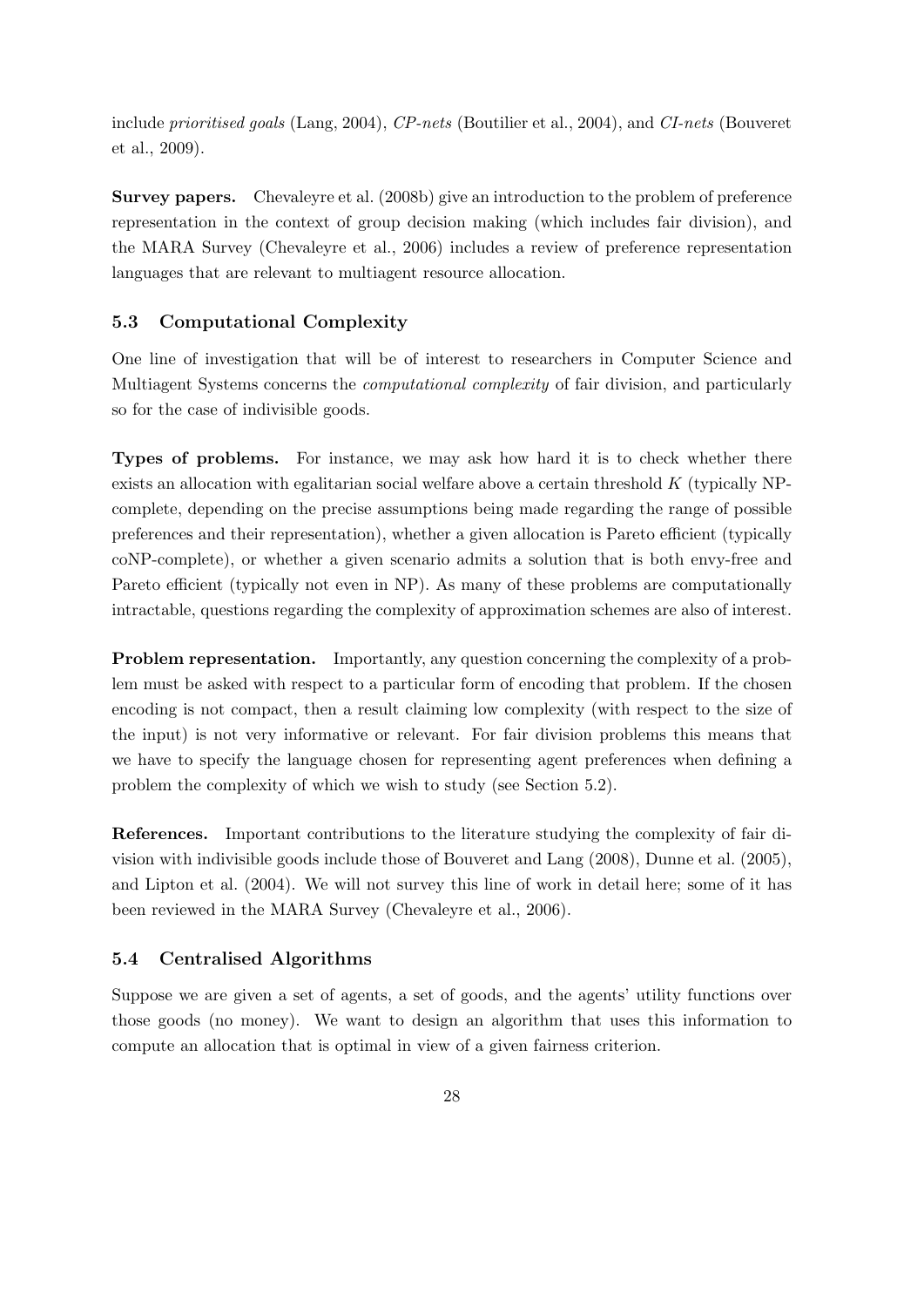include *prioritised goals* (Lang, 2004), *CP-nets* (Boutilier et al., 2004), and *CI-nets* (Bouveret et al., 2009).

**Survey papers.** Chevaleyre et al. (2008b) give an introduction to the problem of preference representation in the context of group decision making (which includes fair division), and the MARA Survey (Chevaleyre et al., 2006) includes a review of preference representation languages that are relevant to multiagent resource allocation.

### 5.3 Computational Complexity

One line of investigation that will be of interest to researchers in Computer Science and Multiagent Systems concerns the *computational complexity* of fair division, and particularly so for the case of indivisible goods.

**Types of problems.** For instance, we may ask how hard it is to check whether there exists an allocation with egalitarian social welfare above a certain threshold $K$ (typically NP-complete, depending on the precise assumptions being made regarding the range of possible preferences and their representation), whether a given allocation is Pareto efficient (typically coNP-complete), or whether a given scenario admits a solution that is both envy-free and Pareto efficient (typically not even in NP). As many of these problems are computationally intractable, questions regarding the complexity of approximation schemes are also of interest.

**Problem representation.** Importantly, any question concerning the complexity of a problem must be asked with respect to a particular form of encoding that problem. If the chosen encoding is not compact, then a result claiming low complexity (with respect to the size of the input) is not very informative or relevant. For fair division problems this means that we have to specify the language chosen for representing agent preferences when defining a problem the complexity of which we wish to study (see Section 5.2).

**References.** Important contributions to the literature studying the complexity of fair division with indivisible goods include those of Bouveret and Lang (2008), Dunne et al. (2005), and Lipton et al. (2004). We will not survey this line of work in detail here; some of it has been reviewed in the MARA Survey (Chevaleyre et al., 2006).

### 5.4 Centralised Algorithms

Suppose we are given a set of agents, a set of goods, and the agents' utility functions over those goods (no money). We want to design an algorithm that uses this information to compute an allocation that is optimal in view of a given fairness criterion.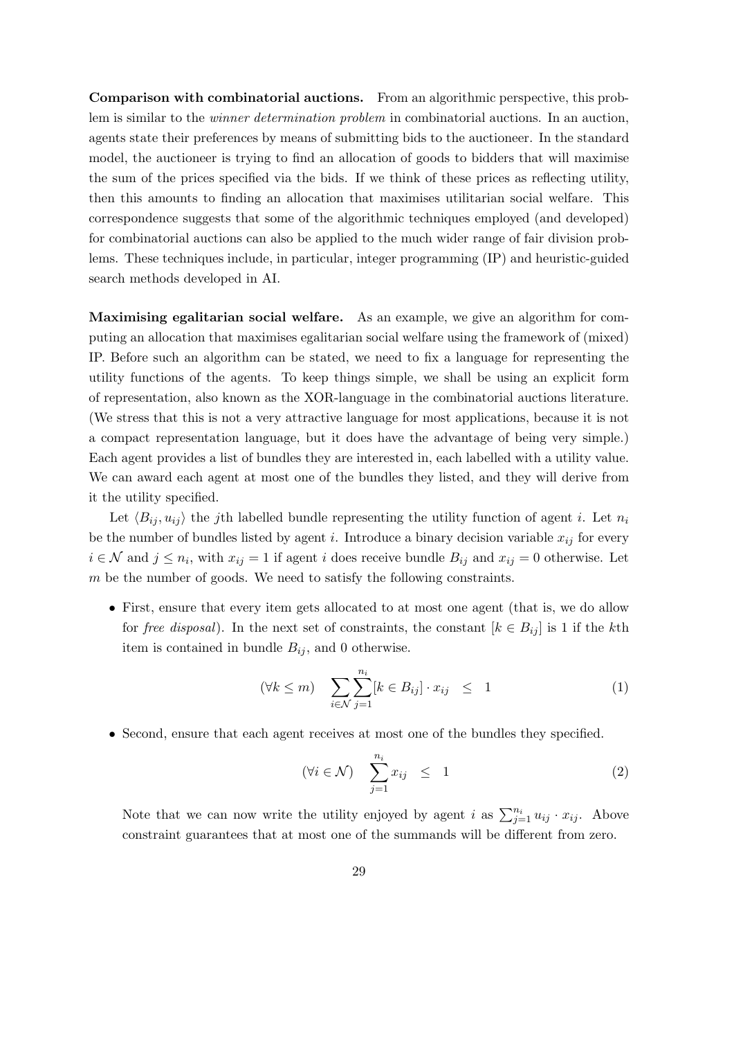**Comparison with combinatorial auctions.** From an algorithmic perspective, this problem is similar to the *winner determination problem* in combinatorial auctions. In an auction, agents state their preferences by means of submitting bids to the auctioneer. In the standard model, the auctioneer is trying to find an allocation of goods to bidders that will maximise the sum of the prices specified via the bids. If we think of these prices as reflecting utility, then this amounts to finding an allocation that maximises utilitarian social welfare. This correspondence suggests that some of the algorithmic techniques employed (and developed) for combinatorial auctions can also be applied to the much wider range of fair division problems. These techniques include, in particular, integer programming (IP) and heuristic-guided search methods developed in AI.

**Maximising egalitarian social welfare.** As an example, we give an algorithm for computing an allocation that maximises egalitarian social welfare using the framework of (mixed) IP. Before such an algorithm can be stated, we need to fix a language for representing the utility functions of the agents. To keep things simple, we shall be using an explicit form of representation, also known as the XOR-language in the combinatorial auctions literature. (We stress that this is not a very attractive language for most applications, because it is not a compact representation language, but it does have the advantage of being very simple.) Each agent provides a list of bundles they are interested in, each labelled with a utility value. We can award each agent at most one of the bundles they listed, and they will derive from it the utility specified.

Let $\langle B_{ij}, u_{ij} \rangle$ the $j$th labelled bundle representing the utility function of agent $i$. Let $n_i$ be the number of bundles listed by agent $i$. Introduce a binary decision variable $x_{ij}$ for every $i \in \mathcal{N}$ and $j \leq n_i$, with $x_{ij} = 1$ if agent $i$ does receive bundle $B_{ij}$ and $x_{ij} = 0$ otherwise. Let $m$ be the number of goods. We need to satisfy the following constraints.

- First, ensure that every item gets allocated to at most one agent (that is, we do allow for *free disposal*). In the next set of constraints, the constant $[k \in B_{ij}]$ is 1 if the $k$th item is contained in bundle $B_{ij}$, and 0 otherwise.

$$(\forall k \leq m) \quad \sum_{i \in \mathcal{N}} \sum_{j=1}^{n_i} [k \in B_{ij}] \cdot x_{ij} \quad \leq \quad 1 \tag{1}$$

- Second, ensure that each agent receives at most one of the bundles they specified.

$$(\forall i \in \mathcal{N}) \quad \sum_{j=1}^{n_i} x_{ij} \quad \leq \quad 1 \tag{2}$$

  Note that we can now write the utility enjoyed by agent $i$ as $\sum_{j=1}^{n_i} u_{ij} \cdot x_{ij}$. Above constraint guarantees that at most one of the summands will be different from zero.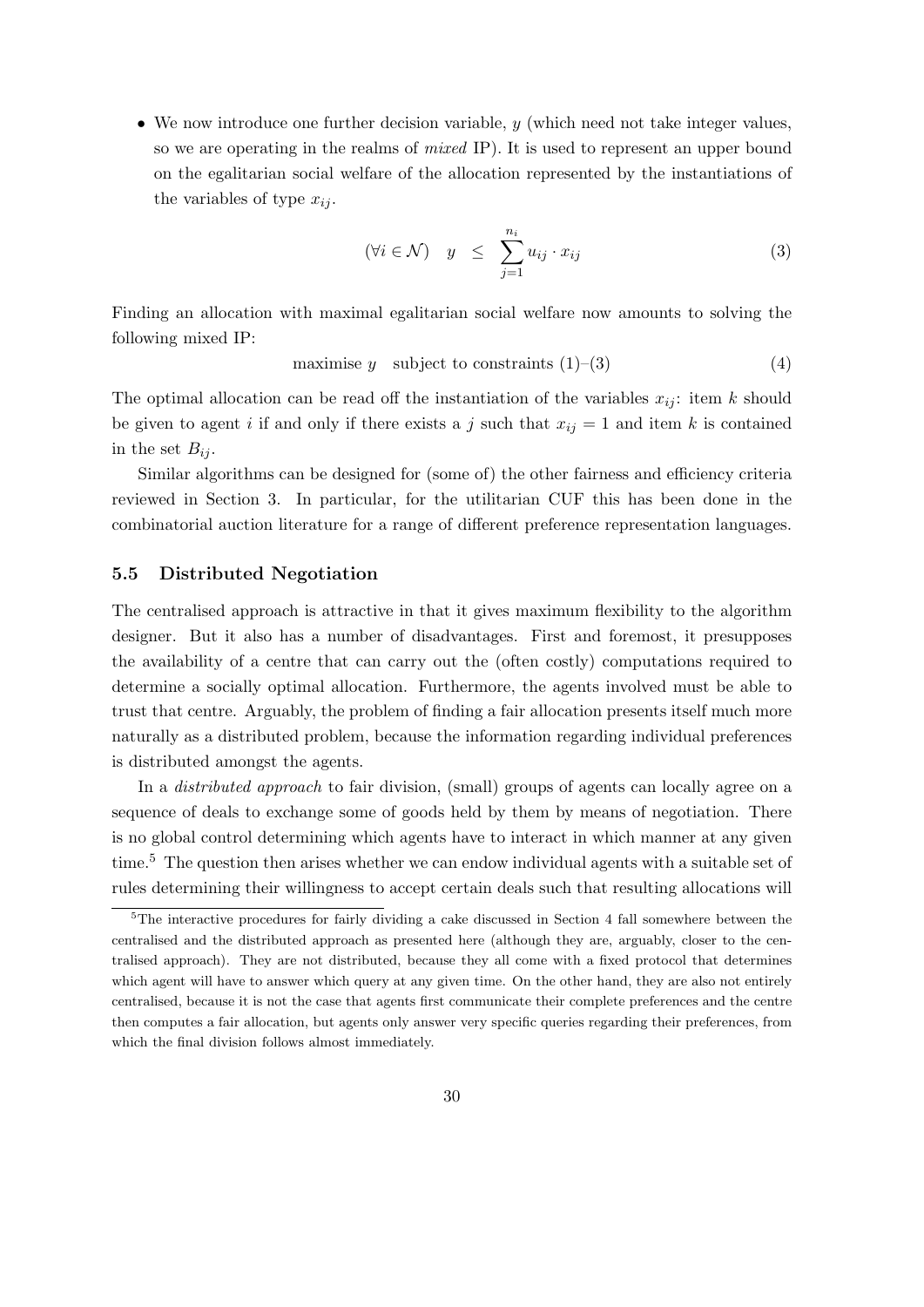- We now introduce one further decision variable, $y$ (which need not take integer values, so we are operating in the realms of *mixed* IP). It is used to represent an upper bound on the egalitarian social welfare of the allocation represented by the instantiations of the variables of type $x_{ij}$.

$$(\forall i \in \mathcal{N}) \quad y \;\; \leq \;\; \sum_{j=1}^{n_i} u_{ij} \cdot x_{ij} \tag{3}$$

Finding an allocation with maximal egalitarian social welfare now amounts to solving the following mixed IP:

$$\text{maximise } y \quad \text{subject to constraints (1)–(3)} \tag{4}$$

The optimal allocation can be read off the instantiation of the variables $x_{ij}$: item $k$ should be given to agent $i$ if and only if there exists a $j$ such that $x_{ij} = 1$ and item $k$ is contained in the set $B_{ij}$.

Similar algorithms can be designed for (some of) the other fairness and efficiency criteria reviewed in Section 3. In particular, for the utilitarian CUF this has been done in the combinatorial auction literature for a range of different preference representation languages.

### 5.5 Distributed Negotiation

The centralised approach is attractive in that it gives maximum flexibility to the algorithm designer. But it also has a number of disadvantages. First and foremost, it presupposes the availability of a centre that can carry out the (often costly) computations required to determine a socially optimal allocation. Furthermore, the agents involved must be able to trust that centre. Arguably, the problem of finding a fair allocation presents itself much more naturally as a distributed problem, because the information regarding individual preferences is distributed amongst the agents.

In a *distributed approach* to fair division, (small) groups of agents can locally agree on a sequence of deals to exchange some of goods held by them by means of negotiation. There is no global control determining which agents have to interact in which manner at any given time.[5] The question then arises whether we can endow individual agents with a suitable set of rules determining their willingness to accept certain deals such that resulting allocations will

[5] The interactive procedures for fairly dividing a cake discussed in Section 4 fall somewhere between the centralised and the distributed approach as presented here (although they are, arguably, closer to the centralised approach). They are not distributed, because they all come with a fixed protocol that determines which agent will have to answer which query at any given time. On the other hand, they are also not entirely centralised, because it is not the case that agents first communicate their complete preferences and the centre then computes a fair allocation, but agents only answer very specific queries regarding their preferences, from which the final division follows almost immediately.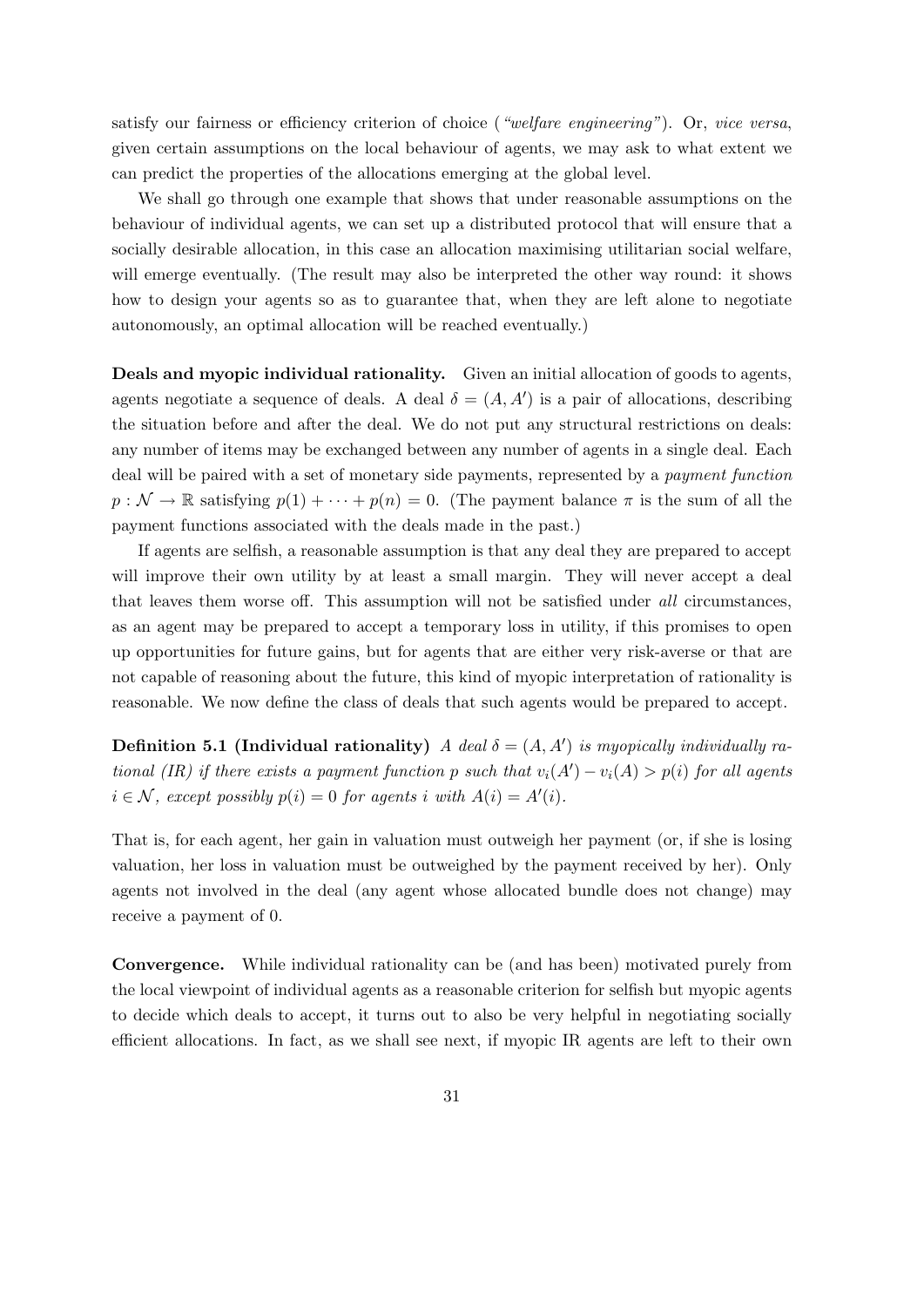satisfy our fairness or efficiency criterion of choice (*"welfare engineering"*). Or, *vice versa*, given certain assumptions on the local behaviour of agents, we may ask to what extent we can predict the properties of the allocations emerging at the global level.

We shall go through one example that shows that under reasonable assumptions on the behaviour of individual agents, we can set up a distributed protocol that will ensure that a socially desirable allocation, in this case an allocation maximising utilitarian social welfare, will emerge eventually. (The result may also be interpreted the other way round: it shows how to design your agents so as to guarantee that, when they are left alone to negotiate autonomously, an optimal allocation will be reached eventually.)

**Deals and myopic individual rationality.** Given an initial allocation of goods to agents, agents negotiate a sequence of deals. A deal $\delta = (A, A')$ is a pair of allocations, describing the situation before and after the deal. We do not put any structural restrictions on deals: any number of items may be exchanged between any number of agents in a single deal. Each deal will be paired with a set of monetary side payments, represented by a *payment function* $p : \mathcal{N} \to \mathbb{R}$ satisfying $p(1) + \cdots + p(n) = 0$. (The payment balance $\pi$ is the sum of all the payment functions associated with the deals made in the past.)

If agents are selfish, a reasonable assumption is that any deal they are prepared to accept will improve their own utility by at least a small margin. They will never accept a deal that leaves them worse off. This assumption will not be satisfied under *all* circumstances, as an agent may be prepared to accept a temporary loss in utility, if this promises to open up opportunities for future gains, but for agents that are either very risk-averse or that are not capable of reasoning about the future, this kind of myopic interpretation of rationality is reasonable. We now define the class of deals that such agents would be prepared to accept.

**Definition 5.1 (Individual rationality)** *A deal $\delta = (A, A')$ is myopically individually rational (IR) if there exists a payment function $p$ such that $v_i(A') - v_i(A) > p(i)$ for all agents $i \in \mathcal{N}$, except possibly $p(i) = 0$ for agents $i$ with $A(i) = A'(i)$.*

That is, for each agent, her gain in valuation must outweigh her payment (or, if she is losing valuation, her loss in valuation must be outweighed by the payment received by her). Only agents not involved in the deal (any agent whose allocated bundle does not change) may receive a payment of 0.

**Convergence.** While individual rationality can be (and has been) motivated purely from the local viewpoint of individual agents as a reasonable criterion for selfish but myopic agents to decide which deals to accept, it turns out to also be very helpful in negotiating socially efficient allocations. In fact, as we shall see next, if myopic IR agents are left to their own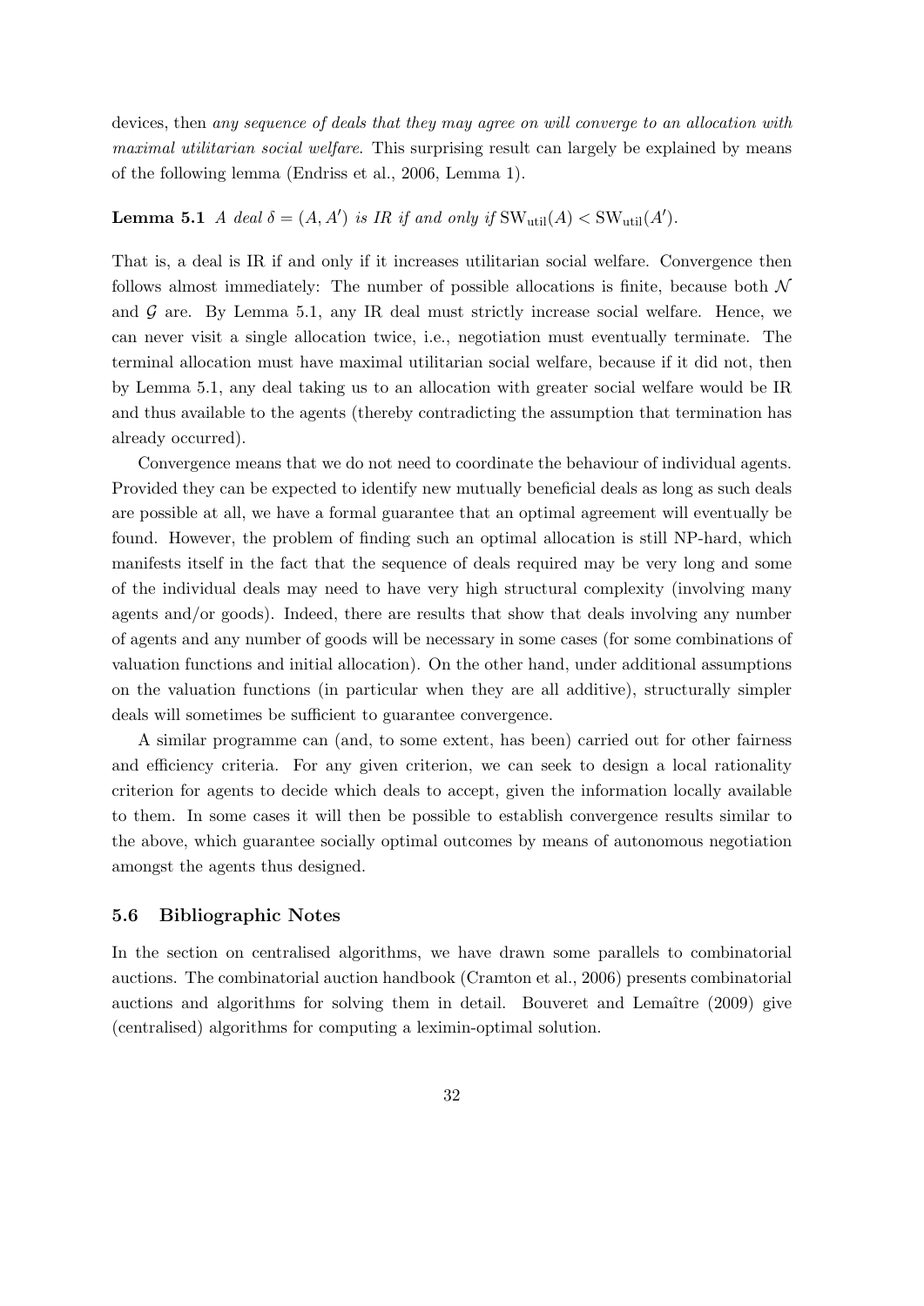devices, then *any sequence of deals that they may agree on will converge to an allocation with maximal utilitarian social welfare*. This surprising result can largely be explained by means of the following lemma (Endriss et al., 2006, Lemma 1).

**Lemma 5.1** *A deal $\delta = (A, A')$ is IR if and only if $\mathrm{SW}_{\mathrm{util}}(A) < \mathrm{SW}_{\mathrm{util}}(A')$.*

That is, a deal is IR if and only if it increases utilitarian social welfare. Convergence then follows almost immediately: The number of possible allocations is finite, because both $\mathcal{N}$ and $\mathcal{G}$ are. By Lemma 5.1, any IR deal must strictly increase social welfare. Hence, we can never visit a single allocation twice, i.e., negotiation must eventually terminate. The terminal allocation must have maximal utilitarian social welfare, because if it did not, then by Lemma 5.1, any deal taking us to an allocation with greater social welfare would be IR and thus available to the agents (thereby contradicting the assumption that termination has already occurred).

Convergence means that we do not need to coordinate the behaviour of individual agents. Provided they can be expected to identify new mutually beneficial deals as long as such deals are possible at all, we have a formal guarantee that an optimal agreement will eventually be found. However, the problem of finding such an optimal allocation is still NP-hard, which manifests itself in the fact that the sequence of deals required may be very long and some of the individual deals may need to have very high structural complexity (involving many agents and/or goods). Indeed, there are results that show that deals involving any number of agents and any number of goods will be necessary in some cases (for some combinations of valuation functions and initial allocation). On the other hand, under additional assumptions on the valuation functions (in particular when they are all additive), structurally simpler deals will sometimes be sufficient to guarantee convergence.

A similar programme can (and, to some extent, has been) carried out for other fairness and efficiency criteria. For any given criterion, we can seek to design a local rationality criterion for agents to decide which deals to accept, given the information locally available to them. In some cases it will then be possible to establish convergence results similar to the above, which guarantee socially optimal outcomes by means of autonomous negotiation amongst the agents thus designed.

### 5.6 Bibliographic Notes

In the section on centralised algorithms, we have drawn some parallels to combinatorial auctions. The combinatorial auction handbook (Cramton et al., 2006) presents combinatorial auctions and algorithms for solving them in detail. Bouveret and Lemaître (2009) give (centralised) algorithms for computing a leximin-optimal solution.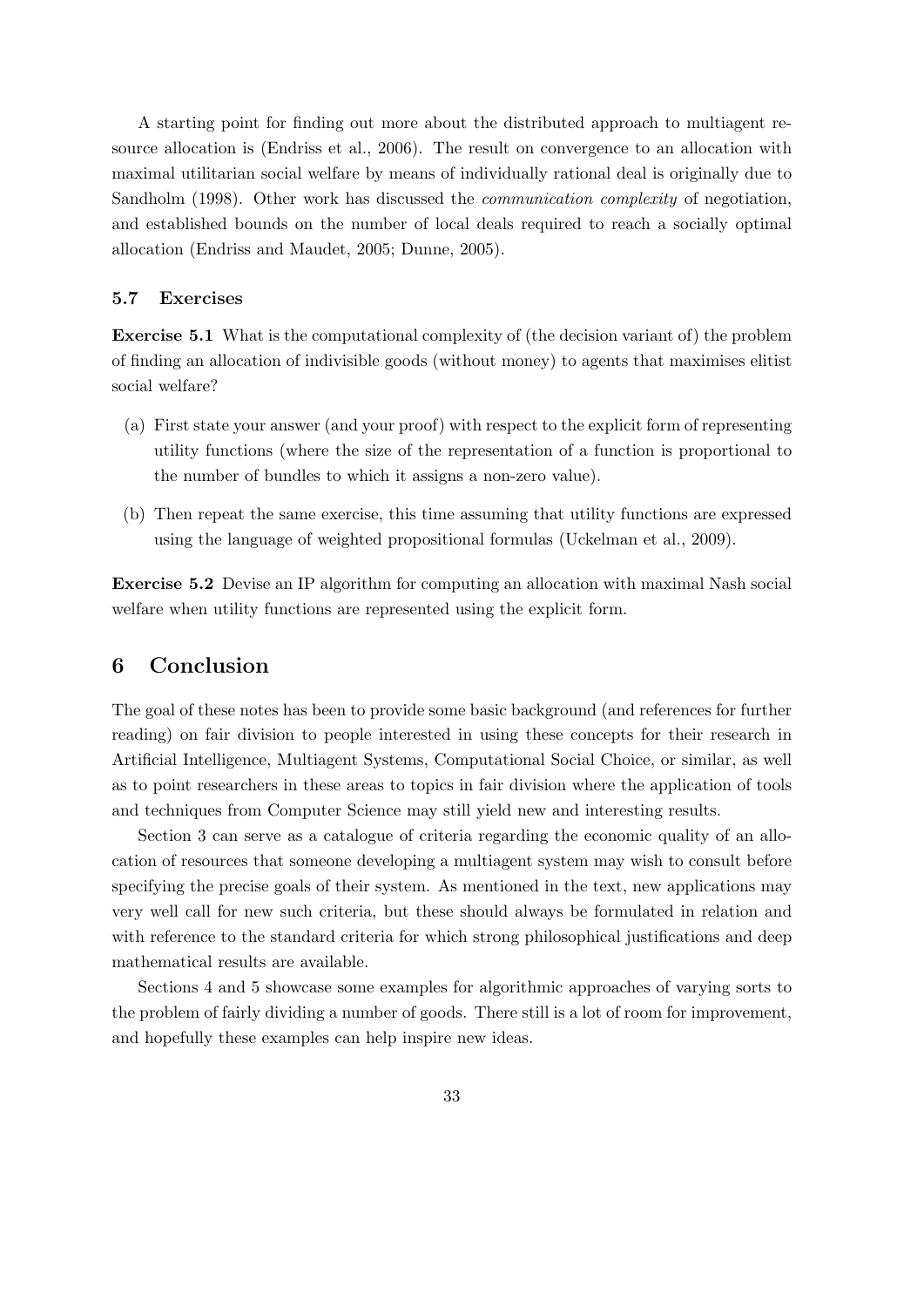A starting point for finding out more about the distributed approach to multiagent resource allocation is (Endriss et al., 2006). The result on convergence to an allocation with maximal utilitarian social welfare by means of individually rational deal is originally due to Sandholm (1998). Other work has discussed the *communication complexity* of negotiation, and established bounds on the number of local deals required to reach a socially optimal allocation (Endriss and Maudet, 2005; Dunne, 2005).

### 5.7 Exercises

**Exercise 5.1** What is the computational complexity of (the decision variant of) the problem of finding an allocation of indivisible goods (without money) to agents that maximises elitist social welfare?

(a) First state your answer (and your proof) with respect to the explicit form of representing utility functions (where the size of the representation of a function is proportional to the number of bundles to which it assigns a non-zero value).

(b) Then repeat the same exercise, this time assuming that utility functions are expressed using the language of weighted propositional formulas (Uckelman et al., 2009).

**Exercise 5.2** Devise an IP algorithm for computing an allocation with maximal Nash social welfare when utility functions are represented using the explicit form.

## 6 Conclusion

The goal of these notes has been to provide some basic background (and references for further reading) on fair division to people interested in using these concepts for their research in Artificial Intelligence, Multiagent Systems, Computational Social Choice, or similar, as well as to point researchers in these areas to topics in fair division where the application of tools and techniques from Computer Science may still yield new and interesting results.

Section 3 can serve as a catalogue of criteria regarding the economic quality of an allocation of resources that someone developing a multiagent system may wish to consult before specifying the precise goals of their system. As mentioned in the text, new applications may very well call for new such criteria, but these should always be formulated in relation and with reference to the standard criteria for which strong philosophical justifications and deep mathematical results are available.

Sections 4 and 5 showcase some examples for algorithmic approaches of varying sorts to the problem of fairly dividing a number of goods. There still is a lot of room for improvement, and hopefully these examples can help inspire new ideas.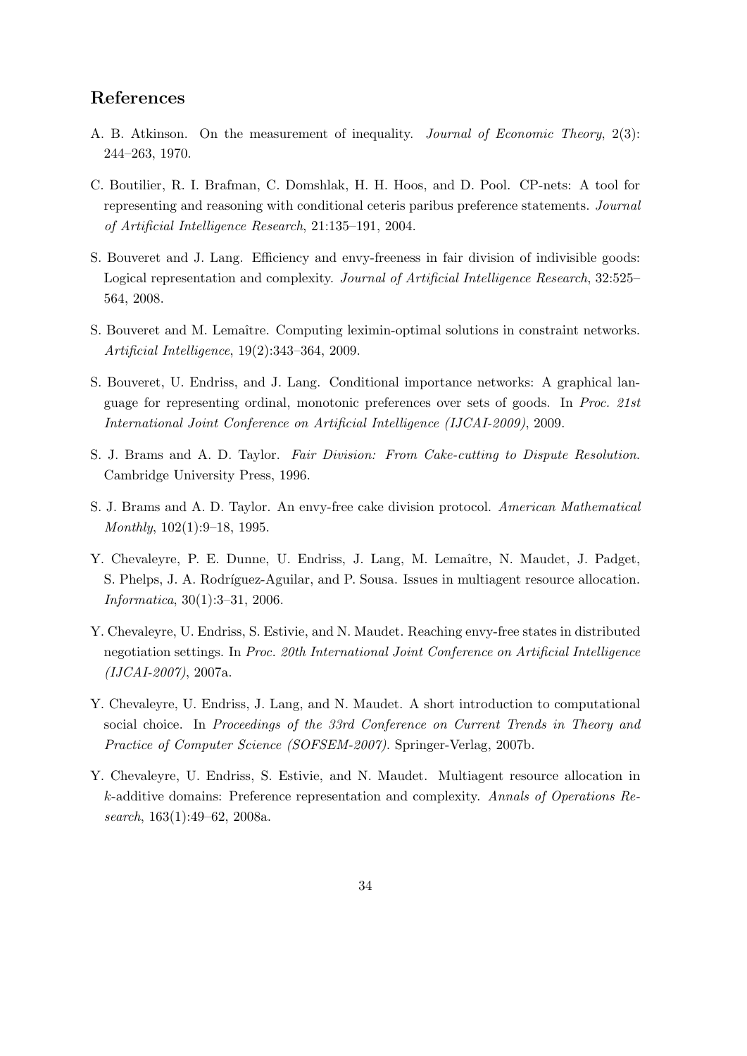## References

A. B. Atkinson. On the measurement of inequality. *Journal of Economic Theory*, 2(3): 244–263, 1970.

C. Boutilier, R. I. Brafman, C. Domshlak, H. H. Hoos, and D. Pool. CP-nets: A tool for representing and reasoning with conditional ceteris paribus preference statements. *Journal of Artificial Intelligence Research*, 21:135–191, 2004.

S. Bouveret and J. Lang. Efficiency and envy-freeness in fair division of indivisible goods: Logical representation and complexity. *Journal of Artificial Intelligence Research*, 32:525–564, 2008.

S. Bouveret and M. Lemaître. Computing leximin-optimal solutions in constraint networks. *Artificial Intelligence*, 19(2):343–364, 2009.

S. Bouveret, U. Endriss, and J. Lang. Conditional importance networks: A graphical language for representing ordinal, monotonic preferences over sets of goods. In *Proc. 21st International Joint Conference on Artificial Intelligence (IJCAI-2009)*, 2009.

S. J. Brams and A. D. Taylor. *Fair Division: From Cake-cutting to Dispute Resolution*. Cambridge University Press, 1996.

S. J. Brams and A. D. Taylor. An envy-free cake division protocol. *American Mathematical Monthly*, 102(1):9–18, 1995.

Y. Chevaleyre, P. E. Dunne, U. Endriss, J. Lang, M. Lemaître, N. Maudet, J. Padget, S. Phelps, J. A. Rodríguez-Aguilar, and P. Sousa. Issues in multiagent resource allocation. *Informatica*, 30(1):3–31, 2006.

Y. Chevaleyre, U. Endriss, S. Estivie, and N. Maudet. Reaching envy-free states in distributed negotiation settings. In *Proc. 20th International Joint Conference on Artificial Intelligence (IJCAI-2007)*, 2007a.

Y. Chevaleyre, U. Endriss, J. Lang, and N. Maudet. A short introduction to computational social choice. In *Proceedings of the 33rd Conference on Current Trends in Theory and Practice of Computer Science (SOFSEM-2007)*. Springer-Verlag, 2007b.

Y. Chevaleyre, U. Endriss, S. Estivie, and N. Maudet. Multiagent resource allocation in $k$-additive domains: Preference representation and complexity. *Annals of Operations Research*, 163(1):49–62, 2008a.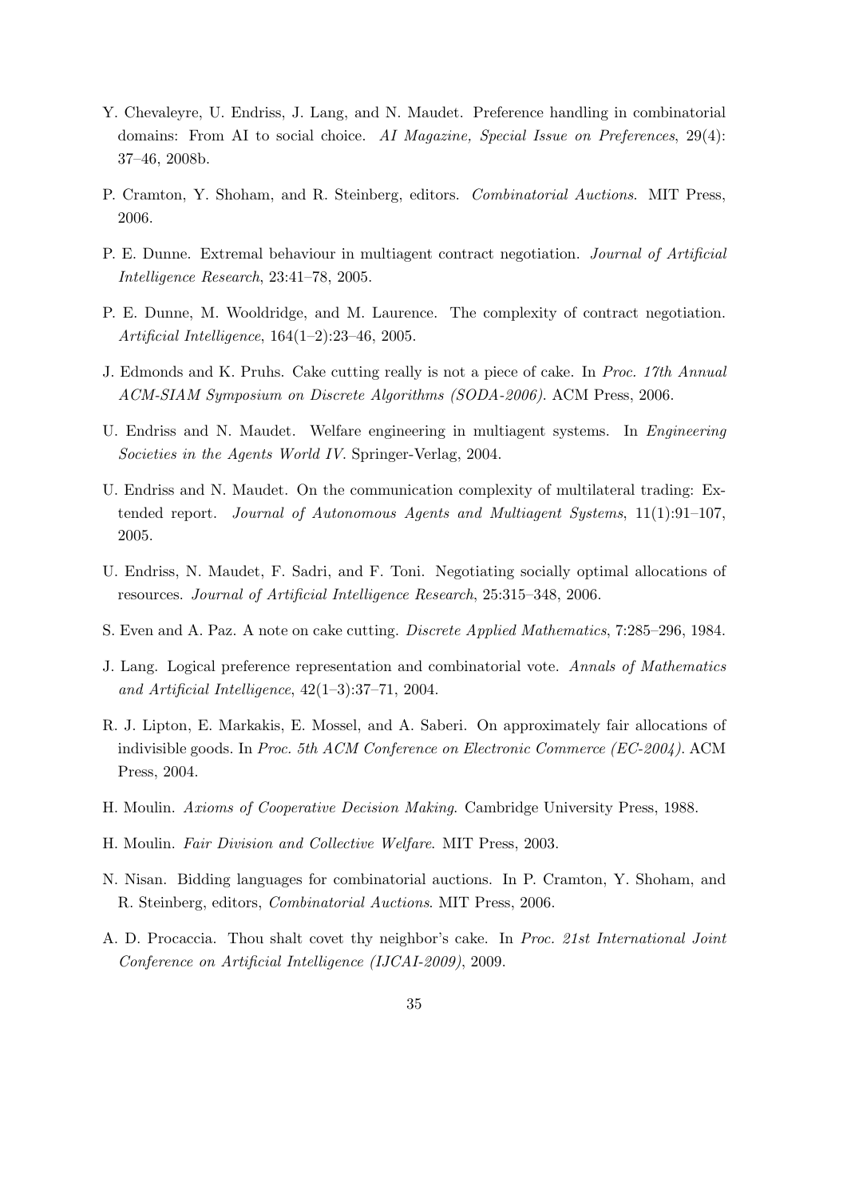Y. Chevaleyre, U. Endriss, J. Lang, and N. Maudet. Preference handling in combinatorial domains: From AI to social choice. *AI Magazine, Special Issue on Preferences*, 29(4): 37–46, 2008b.

P. Cramton, Y. Shoham, and R. Steinberg, editors. *Combinatorial Auctions*. MIT Press, 2006.

P. E. Dunne. Extremal behaviour in multiagent contract negotiation. *Journal of Artificial Intelligence Research*, 23:41–78, 2005.

P. E. Dunne, M. Wooldridge, and M. Laurence. The complexity of contract negotiation. *Artificial Intelligence*, 164(1–2):23–46, 2005.

J. Edmonds and K. Pruhs. Cake cutting really is not a piece of cake. In *Proc. 17th Annual ACM-SIAM Symposium on Discrete Algorithms (SODA-2006)*. ACM Press, 2006.

U. Endriss and N. Maudet. Welfare engineering in multiagent systems. In *Engineering Societies in the Agents World IV*. Springer-Verlag, 2004.

U. Endriss and N. Maudet. On the communication complexity of multilateral trading: Extended report. *Journal of Autonomous Agents and Multiagent Systems*, 11(1):91–107, 2005.

U. Endriss, N. Maudet, F. Sadri, and F. Toni. Negotiating socially optimal allocations of resources. *Journal of Artificial Intelligence Research*, 25:315–348, 2006.

S. Even and A. Paz. A note on cake cutting. *Discrete Applied Mathematics*, 7:285–296, 1984.

J. Lang. Logical preference representation and combinatorial vote. *Annals of Mathematics and Artificial Intelligence*, 42(1–3):37–71, 2004.

R. J. Lipton, E. Markakis, E. Mossel, and A. Saberi. On approximately fair allocations of indivisible goods. In *Proc. 5th ACM Conference on Electronic Commerce (EC-2004)*. ACM Press, 2004.

H. Moulin. *Axioms of Cooperative Decision Making*. Cambridge University Press, 1988.

H. Moulin. *Fair Division and Collective Welfare*. MIT Press, 2003.

N. Nisan. Bidding languages for combinatorial auctions. In P. Cramton, Y. Shoham, and R. Steinberg, editors, *Combinatorial Auctions*. MIT Press, 2006.

A. D. Procaccia. Thou shalt covet thy neighbor's cake. In *Proc. 21st International Joint Conference on Artificial Intelligence (IJCAI-2009)*, 2009.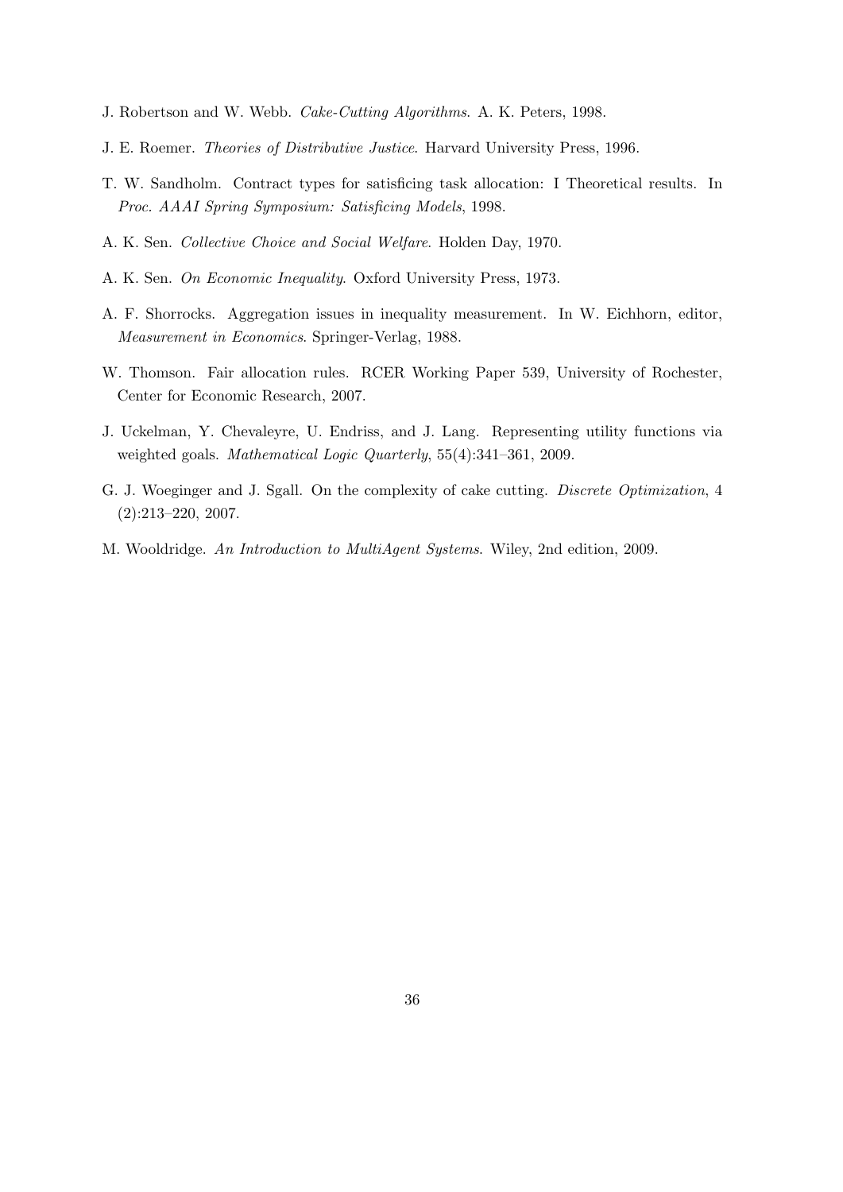J. Robertson and W. Webb. *Cake-Cutting Algorithms*. A. K. Peters, 1998.

J. E. Roemer. *Theories of Distributive Justice*. Harvard University Press, 1996.

T. W. Sandholm. Contract types for satisficing task allocation: I Theoretical results. In *Proc. AAAI Spring Symposium: Satisficing Models*, 1998.

A. K. Sen. *Collective Choice and Social Welfare*. Holden Day, 1970.

A. K. Sen. *On Economic Inequality*. Oxford University Press, 1973.

A. F. Shorrocks. Aggregation issues in inequality measurement. In W. Eichhorn, editor, *Measurement in Economics*. Springer-Verlag, 1988.

W. Thomson. Fair allocation rules. RCER Working Paper 539, University of Rochester, Center for Economic Research, 2007.

J. Uckelman, Y. Chevaleyre, U. Endriss, and J. Lang. Representing utility functions via weighted goals. *Mathematical Logic Quarterly*, 55(4):341–361, 2009.

G. J. Woeginger and J. Sgall. On the complexity of cake cutting. *Discrete Optimization*, 4 (2):213–220, 2007.

M. Wooldridge. *An Introduction to MultiAgent Systems*. Wiley, 2nd edition, 2009.